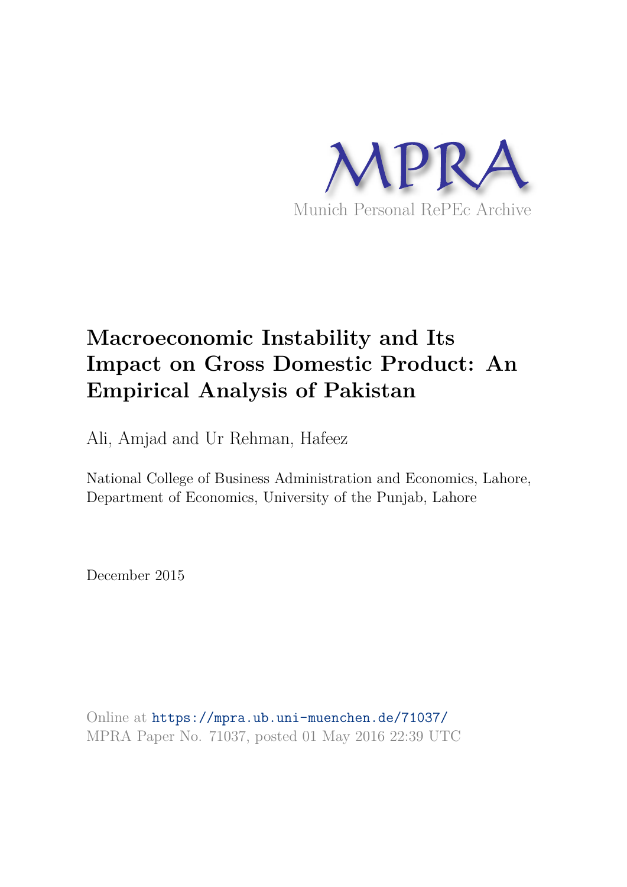MPRA

Munich Personal RePEc Archive

# Macroeconomic Instability and Its Impact on Gross Domestic Product: An Empirical Analysis of Pakistan

Ali, Amjad and Ur Rehman, Hafeez

National College of Business Administration and Economics, Lahore, Department of Economics, University of the Punjab, Lahore

December 2015

Online at https://mpra.ub.uni-muenchen.de/71037/
MPRA Paper No. 71037, posted 01 May 2016 22:39 UTC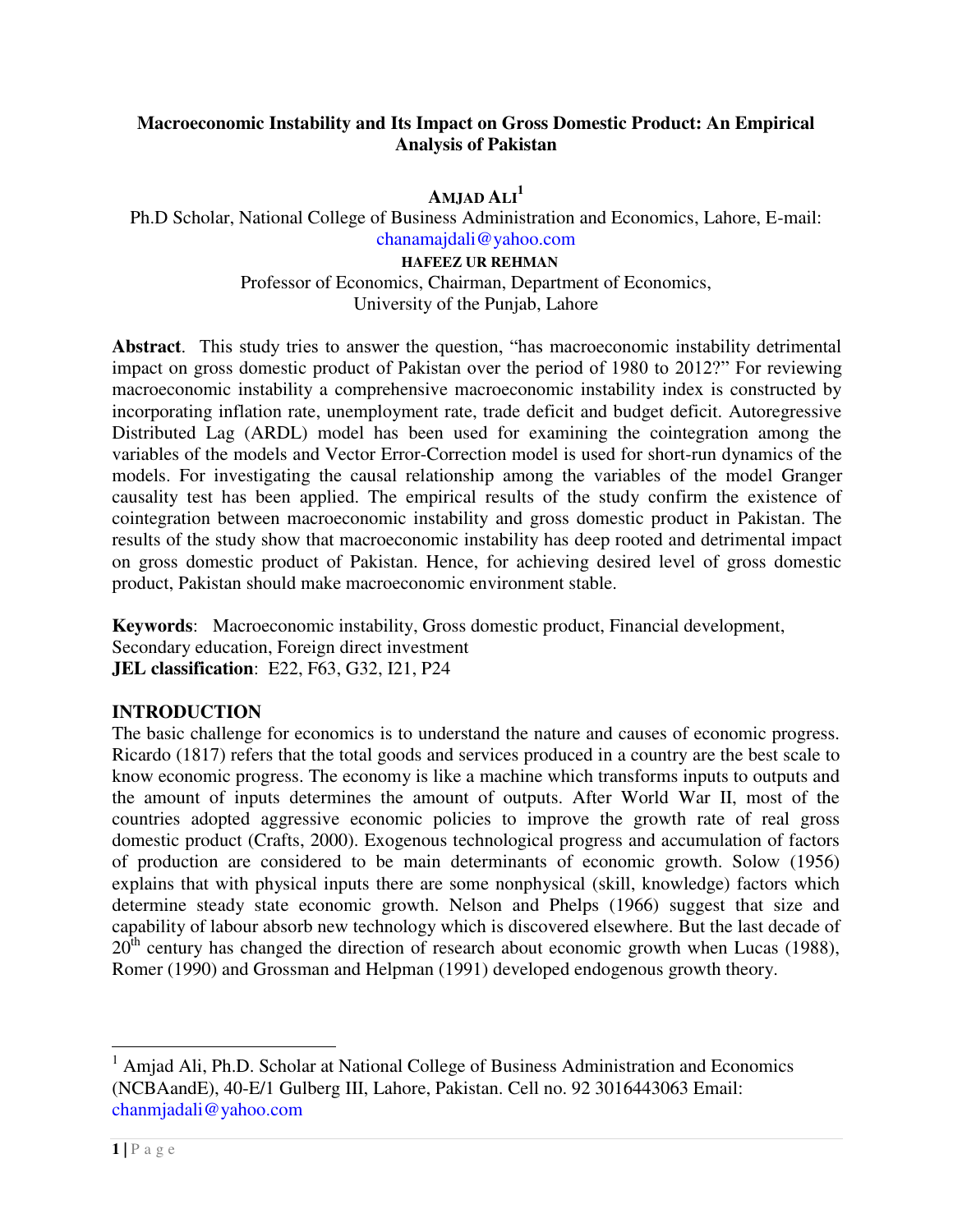# Macroeconomic Instability and Its Impact on Gross Domestic Product: An Empirical Analysis of Pakistan

**AMJAD ALI**[1]

Ph.D Scholar, National College of Business Administration and Economics, Lahore, E-mail: chanamajdali@yahoo.com

**HAFEEZ UR REHMAN**

Professor of Economics, Chairman, Department of Economics, University of the Punjab, Lahore

**Abstract**. This study tries to answer the question, "has macroeconomic instability detrimental impact on gross domestic product of Pakistan over the period of 1980 to 2012?" For reviewing macroeconomic instability a comprehensive macroeconomic instability index is constructed by incorporating inflation rate, unemployment rate, trade deficit and budget deficit. Autoregressive Distributed Lag (ARDL) model has been used for examining the cointegration among the variables of the models and Vector Error-Correction model is used for short-run dynamics of the models. For investigating the causal relationship among the variables of the model Granger causality test has been applied. The empirical results of the study confirm the existence of cointegration between macroeconomic instability and gross domestic product in Pakistan. The results of the study show that macroeconomic instability has deep rooted and detrimental impact on gross domestic product of Pakistan. Hence, for achieving desired level of gross domestic product, Pakistan should make macroeconomic environment stable.

**Keywords**: Macroeconomic instability, Gross domestic product, Financial development, Secondary education, Foreign direct investment

**JEL classification**: E22, F63, G32, I21, P24

## INTRODUCTION

The basic challenge for economics is to understand the nature and causes of economic progress. Ricardo (1817) refers that the total goods and services produced in a country are the best scale to know economic progress. The economy is like a machine which transforms inputs to outputs and the amount of inputs determines the amount of outputs. After World War II, most of the countries adopted aggressive economic policies to improve the growth rate of real gross domestic product (Crafts, 2000). Exogenous technological progress and accumulation of factors of production are considered to be main determinants of economic growth. Solow (1956) explains that with physical inputs there are some nonphysical (skill, knowledge) factors which determine steady state economic growth. Nelson and Phelps (1966) suggest that size and capability of labour absorb new technology which is discovered elsewhere. But the last decade of 20th century has changed the direction of research about economic growth when Lucas (1988), Romer (1990) and Grossman and Helpman (1991) developed endogenous growth theory.

---

[1] Amjad Ali, Ph.D. Scholar at National College of Business Administration and Economics (NCBAandE), 40-E/1 Gulberg III, Lahore, Pakistan. Cell no. 92 3016443063 Email: chanmjadali@yahoo.com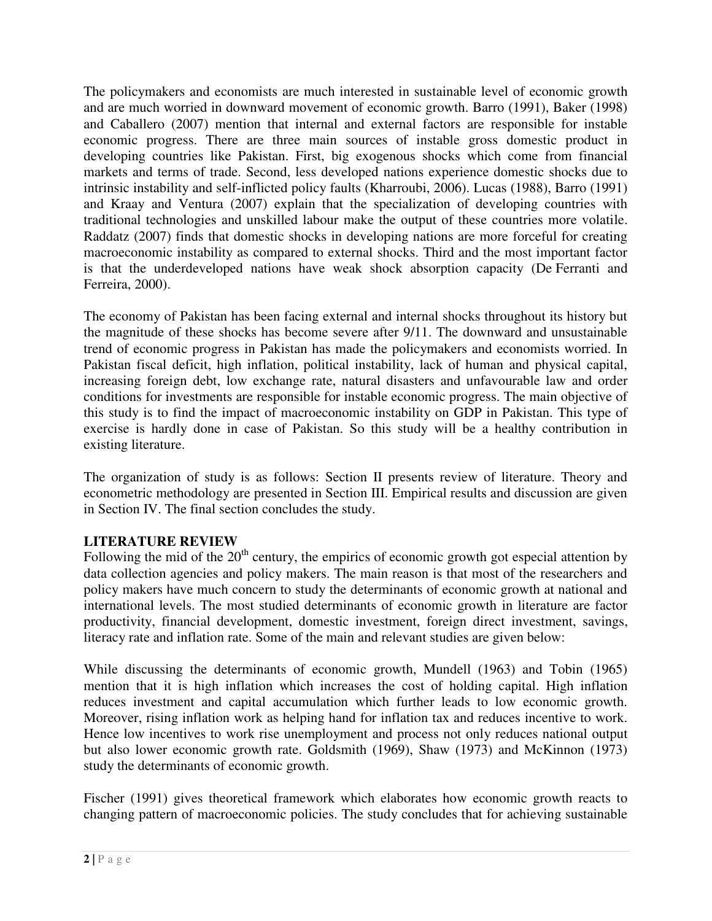The policymakers and economists are much interested in sustainable level of economic growth and are much worried in downward movement of economic growth. Barro (1991), Baker (1998) and Caballero (2007) mention that internal and external factors are responsible for instable economic progress. There are three main sources of instable gross domestic product in developing countries like Pakistan. First, big exogenous shocks which come from financial markets and terms of trade. Second, less developed nations experience domestic shocks due to intrinsic instability and self-inflicted policy faults (Kharroubi, 2006). Lucas (1988), Barro (1991) and Kraay and Ventura (2007) explain that the specialization of developing countries with traditional technologies and unskilled labour make the output of these countries more volatile. Raddatz (2007) finds that domestic shocks in developing nations are more forceful for creating macroeconomic instability as compared to external shocks. Third and the most important factor is that the underdeveloped nations have weak shock absorption capacity (De Ferranti and Ferreira, 2000).

The economy of Pakistan has been facing external and internal shocks throughout its history but the magnitude of these shocks has become severe after 9/11. The downward and unsustainable trend of economic progress in Pakistan has made the policymakers and economists worried. In Pakistan fiscal deficit, high inflation, political instability, lack of human and physical capital, increasing foreign debt, low exchange rate, natural disasters and unfavourable law and order conditions for investments are responsible for instable economic progress. The main objective of this study is to find the impact of macroeconomic instability on GDP in Pakistan. This type of exercise is hardly done in case of Pakistan. So this study will be a healthy contribution in existing literature.

The organization of study is as follows: Section II presents review of literature. Theory and econometric methodology are presented in Section III. Empirical results and discussion are given in Section IV. The final section concludes the study.

## LITERATURE REVIEW

Following the mid of the 20th century, the empirics of economic growth got especial attention by data collection agencies and policy makers. The main reason is that most of the researchers and policy makers have much concern to study the determinants of economic growth at national and international levels. The most studied determinants of economic growth in literature are factor productivity, financial development, domestic investment, foreign direct investment, savings, literacy rate and inflation rate. Some of the main and relevant studies are given below:

While discussing the determinants of economic growth, Mundell (1963) and Tobin (1965) mention that it is high inflation which increases the cost of holding capital. High inflation reduces investment and capital accumulation which further leads to low economic growth. Moreover, rising inflation work as helping hand for inflation tax and reduces incentive to work. Hence low incentives to work rise unemployment and process not only reduces national output but also lower economic growth rate. Goldsmith (1969), Shaw (1973) and McKinnon (1973) study the determinants of economic growth.

Fischer (1991) gives theoretical framework which elaborates how economic growth reacts to changing pattern of macroeconomic policies. The study concludes that for achieving sustainable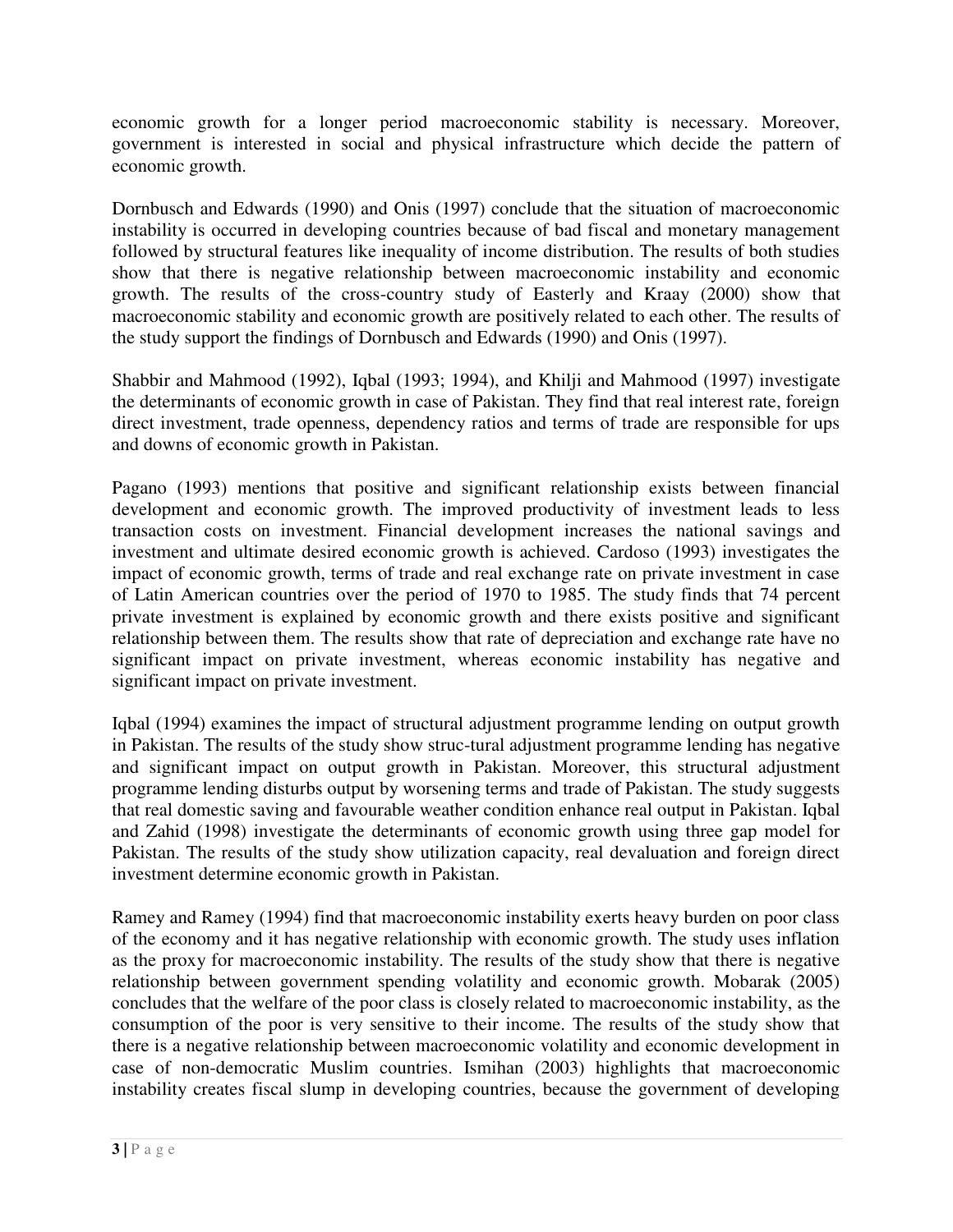economic growth for a longer period macroeconomic stability is necessary. Moreover, government is interested in social and physical infrastructure which decide the pattern of economic growth.

Dornbusch and Edwards (1990) and Onis (1997) conclude that the situation of macroeconomic instability is occurred in developing countries because of bad fiscal and monetary management followed by structural features like inequality of income distribution. The results of both studies show that there is negative relationship between macroeconomic instability and economic growth. The results of the cross-country study of Easterly and Kraay (2000) show that macroeconomic stability and economic growth are positively related to each other. The results of the study support the findings of Dornbusch and Edwards (1990) and Onis (1997).

Shabbir and Mahmood (1992), Iqbal (1993; 1994), and Khilji and Mahmood (1997) investigate the determinants of economic growth in case of Pakistan. They find that real interest rate, foreign direct investment, trade openness, dependency ratios and terms of trade are responsible for ups and downs of economic growth in Pakistan.

Pagano (1993) mentions that positive and significant relationship exists between financial development and economic growth. The improved productivity of investment leads to less transaction costs on investment. Financial development increases the national savings and investment and ultimate desired economic growth is achieved. Cardoso (1993) investigates the impact of economic growth, terms of trade and real exchange rate on private investment in case of Latin American countries over the period of 1970 to 1985. The study finds that 74 percent private investment is explained by economic growth and there exists positive and significant relationship between them. The results show that rate of depreciation and exchange rate have no significant impact on private investment, whereas economic instability has negative and significant impact on private investment.

Iqbal (1994) examines the impact of structural adjustment programme lending on output growth in Pakistan. The results of the study show struc-tural adjustment programme lending has negative and significant impact on output growth in Pakistan. Moreover, this structural adjustment programme lending disturbs output by worsening terms and trade of Pakistan. The study suggests that real domestic saving and favourable weather condition enhance real output in Pakistan. Iqbal and Zahid (1998) investigate the determinants of economic growth using three gap model for Pakistan. The results of the study show utilization capacity, real devaluation and foreign direct investment determine economic growth in Pakistan.

Ramey and Ramey (1994) find that macroeconomic instability exerts heavy burden on poor class of the economy and it has negative relationship with economic growth. The study uses inflation as the proxy for macroeconomic instability. The results of the study show that there is negative relationship between government spending volatility and economic growth. Mobarak (2005) concludes that the welfare of the poor class is closely related to macroeconomic instability, as the consumption of the poor is very sensitive to their income. The results of the study show that there is a negative relationship between macroeconomic volatility and economic development in case of non-democratic Muslim countries. Ismihan (2003) highlights that macroeconomic instability creates fiscal slump in developing countries, because the government of developing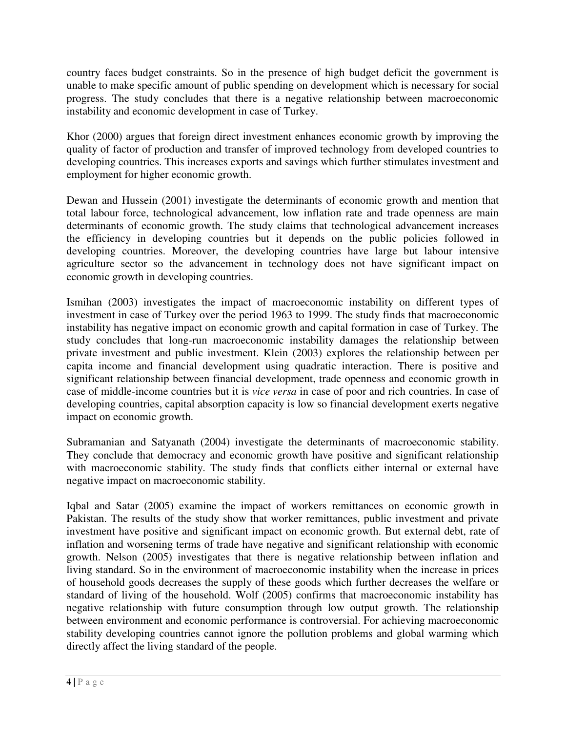country faces budget constraints. So in the presence of high budget deficit the government is unable to make specific amount of public spending on development which is necessary for social progress. The study concludes that there is a negative relationship between macroeconomic instability and economic development in case of Turkey.

Khor (2000) argues that foreign direct investment enhances economic growth by improving the quality of factor of production and transfer of improved technology from developed countries to developing countries. This increases exports and savings which further stimulates investment and employment for higher economic growth.

Dewan and Hussein (2001) investigate the determinants of economic growth and mention that total labour force, technological advancement, low inflation rate and trade openness are main determinants of economic growth. The study claims that technological advancement increases the efficiency in developing countries but it depends on the public policies followed in developing countries. Moreover, the developing countries have large but labour intensive agriculture sector so the advancement in technology does not have significant impact on economic growth in developing countries.

Ismihan (2003) investigates the impact of macroeconomic instability on different types of investment in case of Turkey over the period 1963 to 1999. The study finds that macroeconomic instability has negative impact on economic growth and capital formation in case of Turkey. The study concludes that long-run macroeconomic instability damages the relationship between private investment and public investment. Klein (2003) explores the relationship between per capita income and financial development using quadratic interaction. There is positive and significant relationship between financial development, trade openness and economic growth in case of middle-income countries but it is *vice versa* in case of poor and rich countries. In case of developing countries, capital absorption capacity is low so financial development exerts negative impact on economic growth.

Subramanian and Satyanath (2004) investigate the determinants of macroeconomic stability. They conclude that democracy and economic growth have positive and significant relationship with macroeconomic stability. The study finds that conflicts either internal or external have negative impact on macroeconomic stability.

Iqbal and Satar (2005) examine the impact of workers remittances on economic growth in Pakistan. The results of the study show that worker remittances, public investment and private investment have positive and significant impact on economic growth. But external debt, rate of inflation and worsening terms of trade have negative and significant relationship with economic growth. Nelson (2005) investigates that there is negative relationship between inflation and living standard. So in the environment of macroeconomic instability when the increase in prices of household goods decreases the supply of these goods which further decreases the welfare or standard of living of the household. Wolf (2005) confirms that macroeconomic instability has negative relationship with future consumption through low output growth. The relationship between environment and economic performance is controversial. For achieving macroeconomic stability developing countries cannot ignore the pollution problems and global warming which directly affect the living standard of the people.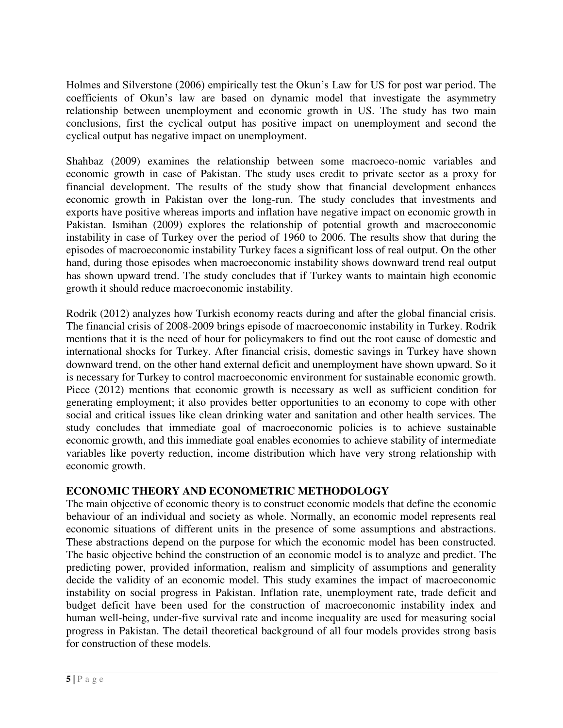Holmes and Silverstone (2006) empirically test the Okun's Law for US for post war period. The coefficients of Okun's law are based on dynamic model that investigate the asymmetry relationship between unemployment and economic growth in US. The study has two main conclusions, first the cyclical output has positive impact on unemployment and second the cyclical output has negative impact on unemployment.

Shahbaz (2009) examines the relationship between some macroeco-nomic variables and economic growth in case of Pakistan. The study uses credit to private sector as a proxy for financial development. The results of the study show that financial development enhances economic growth in Pakistan over the long-run. The study concludes that investments and exports have positive whereas imports and inflation have negative impact on economic growth in Pakistan. Ismihan (2009) explores the relationship of potential growth and macroeconomic instability in case of Turkey over the period of 1960 to 2006. The results show that during the episodes of macroeconomic instability Turkey faces a significant loss of real output. On the other hand, during those episodes when macroeconomic instability shows downward trend real output has shown upward trend. The study concludes that if Turkey wants to maintain high economic growth it should reduce macroeconomic instability.

Rodrik (2012) analyzes how Turkish economy reacts during and after the global financial crisis. The financial crisis of 2008-2009 brings episode of macroeconomic instability in Turkey. Rodrik mentions that it is the need of hour for policymakers to find out the root cause of domestic and international shocks for Turkey. After financial crisis, domestic savings in Turkey have shown downward trend, on the other hand external deficit and unemployment have shown upward. So it is necessary for Turkey to control macroeconomic environment for sustainable economic growth. Piece (2012) mentions that economic growth is necessary as well as sufficient condition for generating employment; it also provides better opportunities to an economy to cope with other social and critical issues like clean drinking water and sanitation and other health services. The study concludes that immediate goal of macroeconomic policies is to achieve sustainable economic growth, and this immediate goal enables economies to achieve stability of intermediate variables like poverty reduction, income distribution which have very strong relationship with economic growth.

## ECONOMIC THEORY AND ECONOMETRIC METHODOLOGY

The main objective of economic theory is to construct economic models that define the economic behaviour of an individual and society as whole. Normally, an economic model represents real economic situations of different units in the presence of some assumptions and abstractions. These abstractions depend on the purpose for which the economic model has been constructed. The basic objective behind the construction of an economic model is to analyze and predict. The predicting power, provided information, realism and simplicity of assumptions and generality decide the validity of an economic model. This study examines the impact of macroeconomic instability on social progress in Pakistan. Inflation rate, unemployment rate, trade deficit and budget deficit have been used for the construction of macroeconomic instability index and human well-being, under-five survival rate and income inequality are used for measuring social progress in Pakistan. The detail theoretical background of all four models provides strong basis for construction of these models.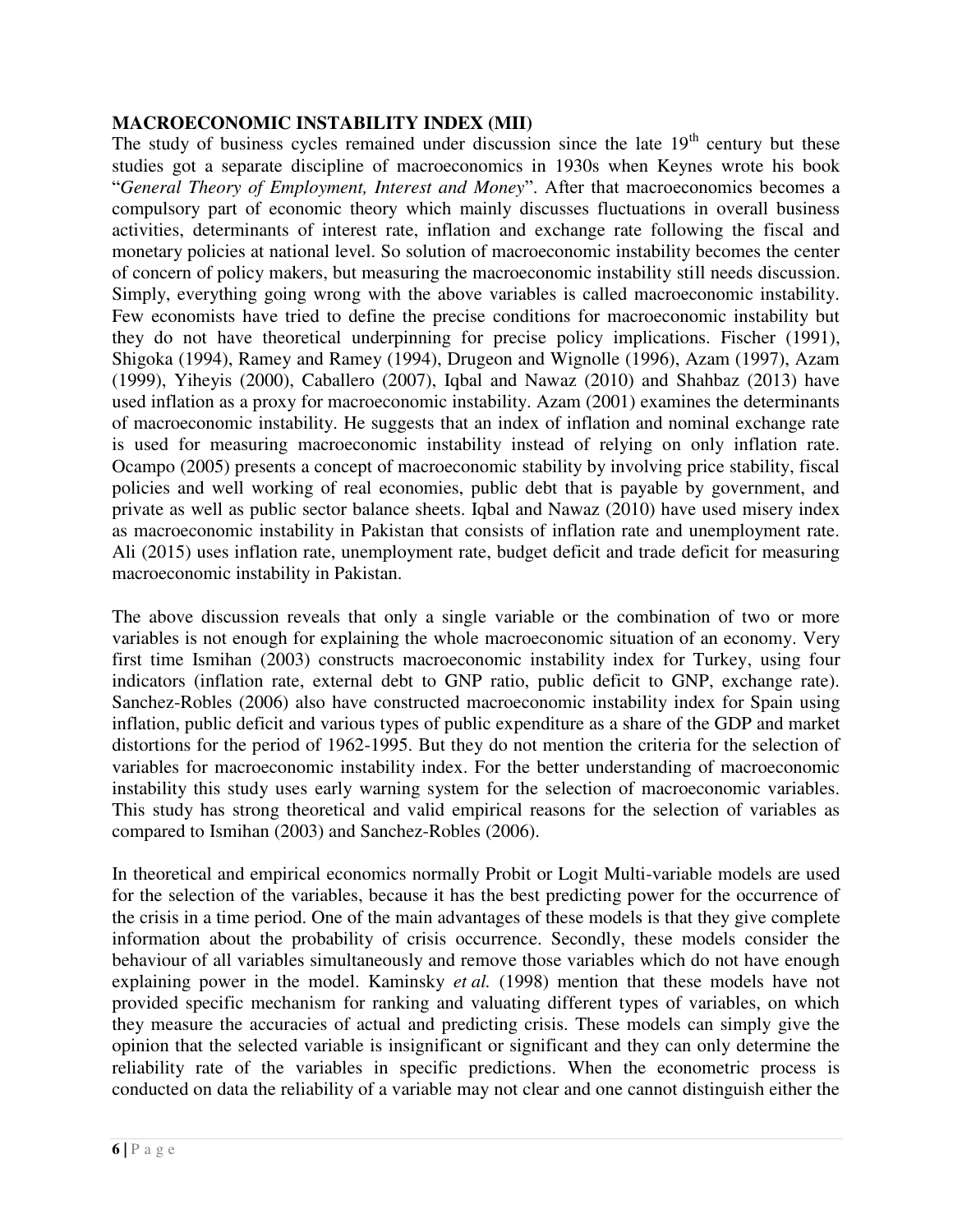## MACROECONOMIC INSTABILITY INDEX (MII)

The study of business cycles remained under discussion since the late 19th century but these studies got a separate discipline of macroeconomics in 1930s when Keynes wrote his book "*General Theory of Employment, Interest and Money*". After that macroeconomics becomes a compulsory part of economic theory which mainly discusses fluctuations in overall business activities, determinants of interest rate, inflation and exchange rate following the fiscal and monetary policies at national level. So solution of macroeconomic instability becomes the center of concern of policy makers, but measuring the macroeconomic instability still needs discussion. Simply, everything going wrong with the above variables is called macroeconomic instability. Few economists have tried to define the precise conditions for macroeconomic instability but they do not have theoretical underpinning for precise policy implications. Fischer (1991), Shigoka (1994), Ramey and Ramey (1994), Drugeon and Wignolle (1996), Azam (1997), Azam (1999), Yiheyis (2000), Caballero (2007), Iqbal and Nawaz (2010) and Shahbaz (2013) have used inflation as a proxy for macroeconomic instability. Azam (2001) examines the determinants of macroeconomic instability. He suggests that an index of inflation and nominal exchange rate is used for measuring macroeconomic instability instead of relying on only inflation rate. Ocampo (2005) presents a concept of macroeconomic stability by involving price stability, fiscal policies and well working of real economies, public debt that is payable by government, and private as well as public sector balance sheets. Iqbal and Nawaz (2010) have used misery index as macroeconomic instability in Pakistan that consists of inflation rate and unemployment rate. Ali (2015) uses inflation rate, unemployment rate, budget deficit and trade deficit for measuring macroeconomic instability in Pakistan.

The above discussion reveals that only a single variable or the combination of two or more variables is not enough for explaining the whole macroeconomic situation of an economy. Very first time Ismihan (2003) constructs macroeconomic instability index for Turkey, using four indicators (inflation rate, external debt to GNP ratio, public deficit to GNP, exchange rate). Sanchez-Robles (2006) also have constructed macroeconomic instability index for Spain using inflation, public deficit and various types of public expenditure as a share of the GDP and market distortions for the period of 1962-1995. But they do not mention the criteria for the selection of variables for macroeconomic instability index. For the better understanding of macroeconomic instability this study uses early warning system for the selection of macroeconomic variables. This study has strong theoretical and valid empirical reasons for the selection of variables as compared to Ismihan (2003) and Sanchez-Robles (2006).

In theoretical and empirical economics normally Probit or Logit Multi-variable models are used for the selection of the variables, because it has the best predicting power for the occurrence of the crisis in a time period. One of the main advantages of these models is that they give complete information about the probability of crisis occurrence. Secondly, these models consider the behaviour of all variables simultaneously and remove those variables which do not have enough explaining power in the model. Kaminsky *et al.* (1998) mention that these models have not provided specific mechanism for ranking and valuating different types of variables, on which they measure the accuracies of actual and predicting crisis. These models can simply give the opinion that the selected variable is insignificant or significant and they can only determine the reliability rate of the variables in specific predictions. When the econometric process is conducted on data the reliability of a variable may not clear and one cannot distinguish either the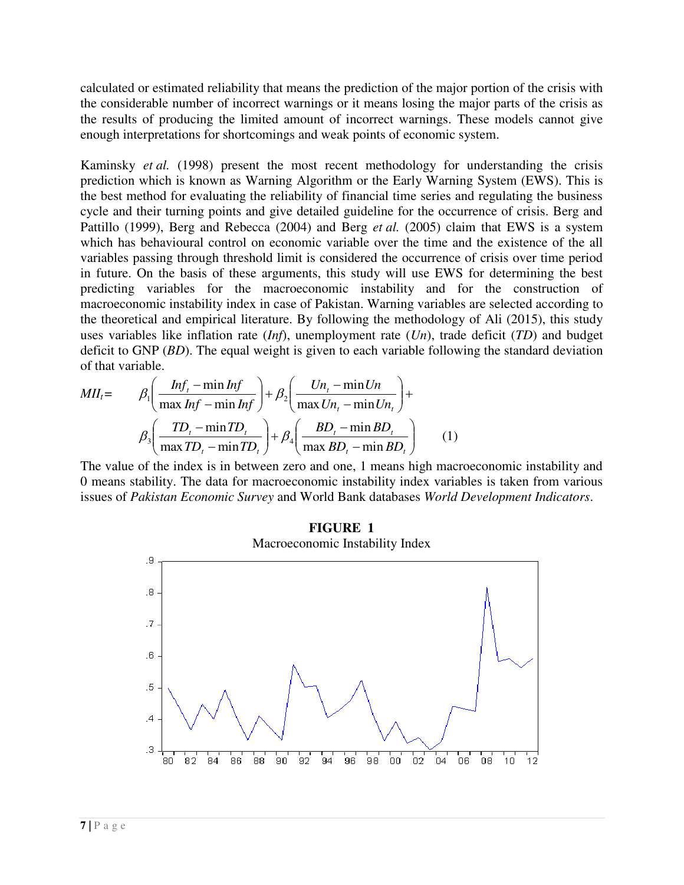calculated or estimated reliability that means the prediction of the major portion of the crisis with the considerable number of incorrect warnings or it means losing the major parts of the crisis as the results of producing the limited amount of incorrect warnings. These models cannot give enough interpretations for shortcomings and weak points of economic system.

Kaminsky *et al.* (1998) present the most recent methodology for understanding the crisis prediction which is known as Warning Algorithm or the Early Warning System (EWS). This is the best method for evaluating the reliability of financial time series and regulating the business cycle and their turning points and give detailed guideline for the occurrence of crisis. Berg and Pattillo (1999), Berg and Rebecca (2004) and Berg *et al.* (2005) claim that EWS is a system which has behavioural control on economic variable over the time and the existence of the all variables passing through threshold limit is considered the occurrence of crisis over time period in future. On the basis of these arguments, this study will use EWS for determining the best predicting variables for the macroeconomic instability and for the construction of macroeconomic instability index in case of Pakistan. Warning variables are selected according to the theoretical and empirical literature. By following the methodology of Ali (2015), this study uses variables like inflation rate (*Inf*), unemployment rate (*Un*), trade deficit (*TD*) and budget deficit to GNP (*BD*). The equal weight is given to each variable following the standard deviation of that variable.

$$MII_t = \beta_1\left(\frac{Inf_t - \min Inf}{\max Inf - \min Inf}\right) + \beta_2\left(\frac{Un_t - \min Un}{\max Un_t - \min Un_t}\right) + \beta_3\left(\frac{TD_t - \min TD_t}{\max TD_t - \min TD_t}\right) + \beta_4\left(\frac{BD_t - \min BD_t}{\max BD_t - \min BD_t}\right) \qquad (1)$$

The value of the index is in between zero and one, 1 means high macroeconomic instability and 0 means stability. The data for macroeconomic instability index variables is taken from various issues of *Pakistan Economic Survey* and World Bank databases *World Development Indicators*.

**FIGURE 1**

Macroeconomic Instability Index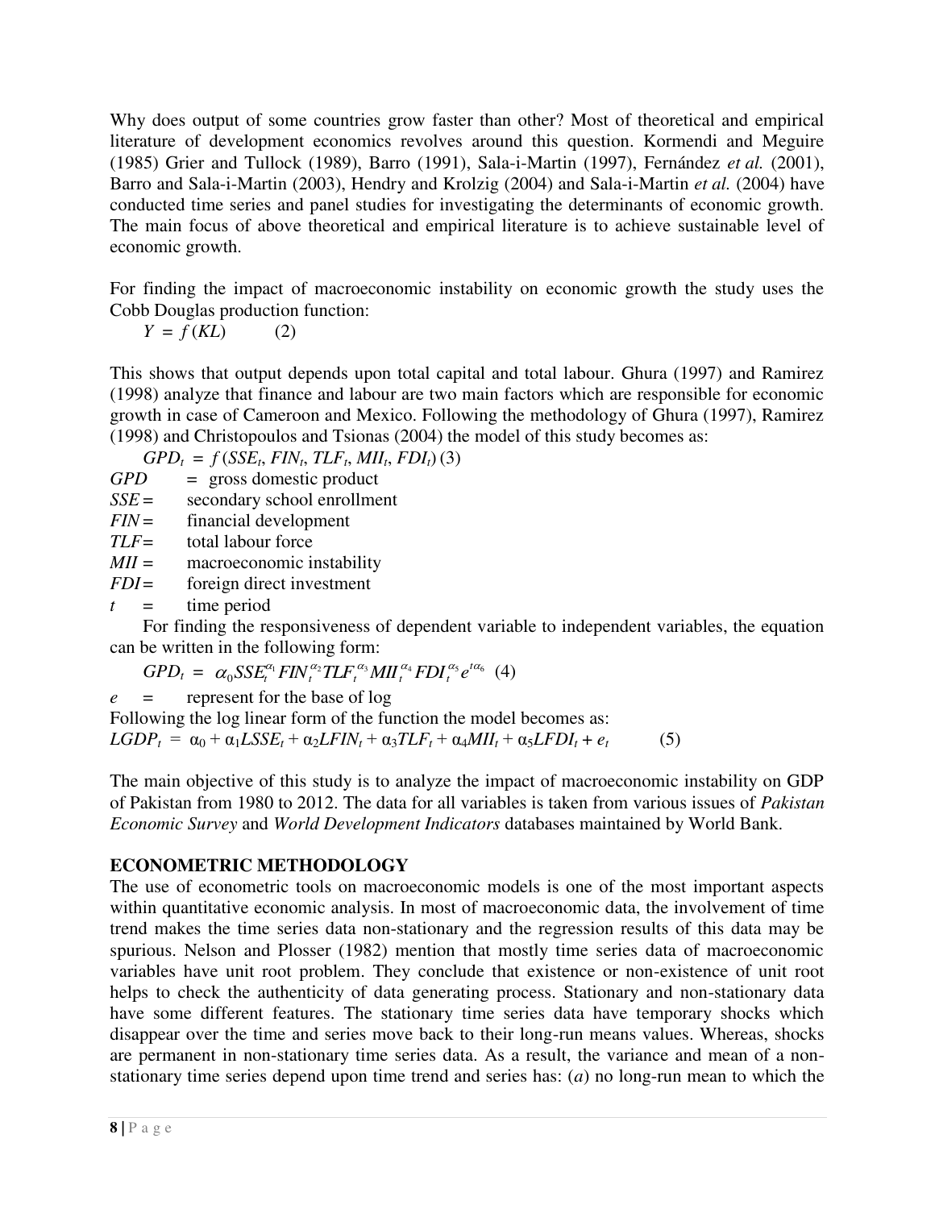Why does output of some countries grow faster than other? Most of theoretical and empirical literature of development economics revolves around this question. Kormendi and Meguire (1985) Grier and Tullock (1989), Barro (1991), Sala-i-Martin (1997), Fernández *et al.* (2001), Barro and Sala-i-Martin (2003), Hendry and Krolzig (2004) and Sala-i-Martin *et al.* (2004) have conducted time series and panel studies for investigating the determinants of economic growth. The main focus of above theoretical and empirical literature is to achieve sustainable level of economic growth.

For finding the impact of macroeconomic instability on economic growth the study uses the Cobb Douglas production function:

$$Y = f(KL) \quad (2)$$

This shows that output depends upon total capital and total labour. Ghura (1997) and Ramirez (1998) analyze that finance and labour are two main factors which are responsible for economic growth in case of Cameroon and Mexico. Following the methodology of Ghura (1997), Ramirez (1998) and Christopoulos and Tsionas (2004) the model of this study becomes as:

$$GPD_t = f(SSE_t, FIN_t, TLF_t, MII_t, FDI_t) \quad (3)$$

$GPD$ = gross domestic product
$SSE$ = secondary school enrollment
$FIN$ = financial development
$TLF$ = total labour force
$MII$ = macroeconomic instability
$FDI$ = foreign direct investment
$t$ = time period

For finding the responsiveness of dependent variable to independent variables, the equation can be written in the following form:

$$GPD_t = \alpha_0 SSE_t^{\alpha_1} FIN_t^{\alpha_2} TLF_t^{\alpha_3} MII_t^{\alpha_4} FDI_t^{\alpha_5} e^{t\alpha_6} \quad (4)$$

$e$ = represent for the base of log

Following the log linear form of the function the model becomes as:

$$LGDP_t = \alpha_0 + \alpha_1 LSSE_t + \alpha_2 LFIN_t + \alpha_3 TLF_t + \alpha_4 MII_t + \alpha_5 LFDI_t + e_t \quad (5)$$

The main objective of this study is to analyze the impact of macroeconomic instability on GDP of Pakistan from 1980 to 2012. The data for all variables is taken from various issues of *Pakistan Economic Survey* and *World Development Indicators* databases maintained by World Bank.

## ECONOMETRIC METHODOLOGY

The use of econometric tools on macroeconomic models is one of the most important aspects within quantitative economic analysis. In most of macroeconomic data, the involvement of time trend makes the time series data non-stationary and the regression results of this data may be spurious. Nelson and Plosser (1982) mention that mostly time series data of macroeconomic variables have unit root problem. They conclude that existence or non-existence of unit root helps to check the authenticity of data generating process. Stationary and non-stationary data have some different features. The stationary time series data have temporary shocks which disappear over the time and series move back to their long-run means values. Whereas, shocks are permanent in non-stationary time series data. As a result, the variance and mean of a non-stationary time series depend upon time trend and series has: (*a*) no long-run mean to which the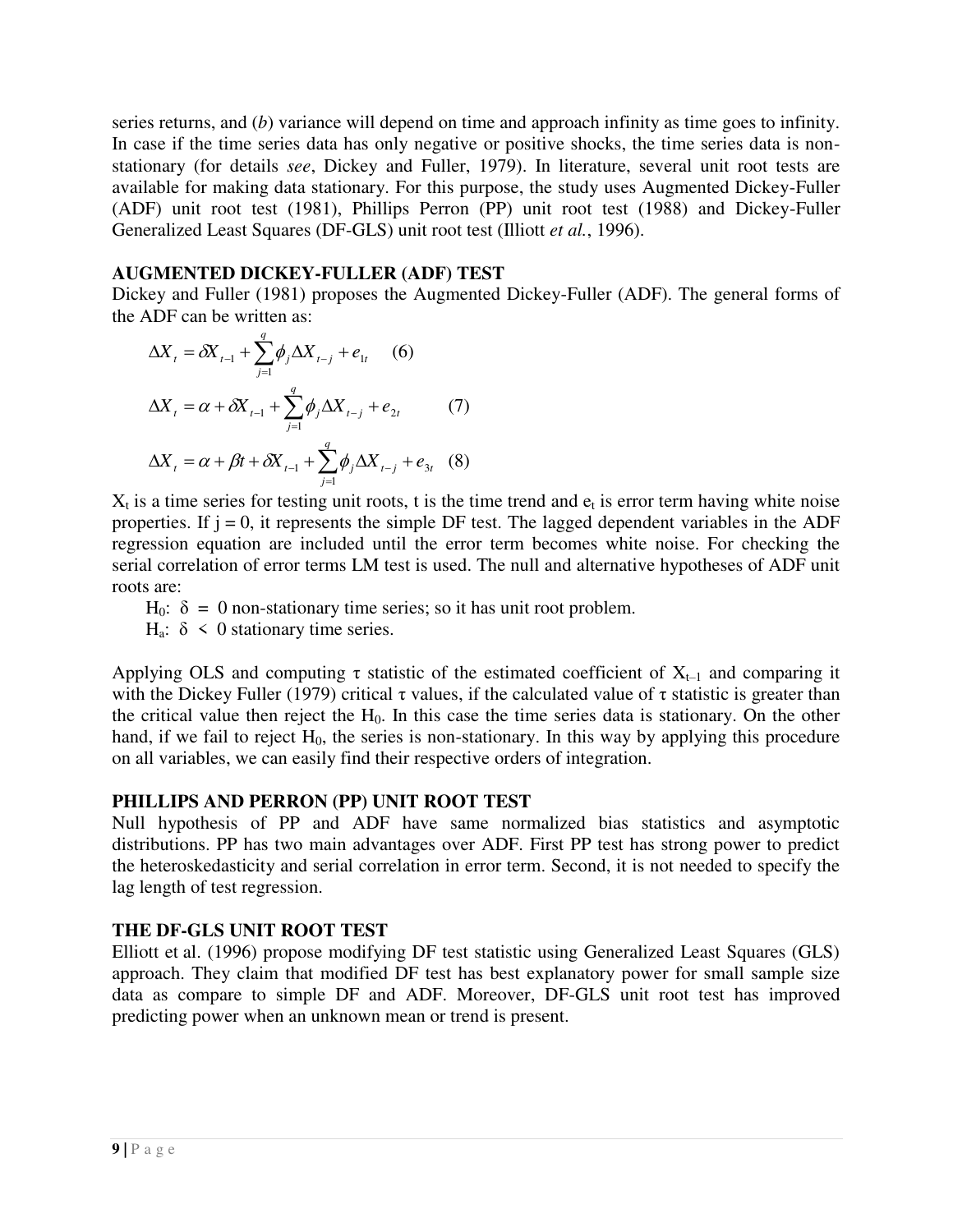series returns, and (*b*) variance will depend on time and approach infinity as time goes to infinity. In case if the time series data has only negative or positive shocks, the time series data is non-stationary (for details *see*, Dickey and Fuller, 1979). In literature, several unit root tests are available for making data stationary. For this purpose, the study uses Augmented Dickey-Fuller (ADF) unit root test (1981), Phillips Perron (PP) unit root test (1988) and Dickey-Fuller Generalized Least Squares (DF-GLS) unit root test (Illiott *et al.*, 1996).

## AUGMENTED DICKEY-FULLER (ADF) TEST

Dickey and Fuller (1981) proposes the Augmented Dickey-Fuller (ADF). The general forms of the ADF can be written as:

$$\Delta X_t = \delta X_{t-1} + \sum_{j=1}^{q} \phi_j \Delta X_{t-j} + e_{1t} \quad (6)$$

$$\Delta X_t = \alpha + \delta X_{t-1} + \sum_{j=1}^{q} \phi_j \Delta X_{t-j} + e_{2t} \quad (7)$$

$$\Delta X_t = \alpha + \beta t + \delta X_{t-1} + \sum_{j=1}^{q} \phi_j \Delta X_{t-j} + e_{3t} \quad (8)$$

$X_t$ is a time series for testing unit roots, t is the time trend and $e_t$ is error term having white noise properties. If $j = 0$, it represents the simple DF test. The lagged dependent variables in the ADF regression equation are included until the error term becomes white noise. For checking the serial correlation of error terms LM test is used. The null and alternative hypotheses of ADF unit roots are:

$H_0$: $\delta = 0$ non-stationary time series; so it has unit root problem.
$H_a$: $\delta < 0$ stationary time series.

Applying OLS and computing $\tau$ statistic of the estimated coefficient of $X_{t-1}$ and comparing it with the Dickey Fuller (1979) critical $\tau$ values, if the calculated value of $\tau$ statistic is greater than the critical value then reject the $H_0$. In this case the time series data is stationary. On the other hand, if we fail to reject $H_0$, the series is non-stationary. In this way by applying this procedure on all variables, we can easily find their respective orders of integration.

## PHILLIPS AND PERRON (PP) UNIT ROOT TEST

Null hypothesis of PP and ADF have same normalized bias statistics and asymptotic distributions. PP has two main advantages over ADF. First PP test has strong power to predict the heteroskedasticity and serial correlation in error term. Second, it is not needed to specify the lag length of test regression.

## THE DF-GLS UNIT ROOT TEST

Elliott et al. (1996) propose modifying DF test statistic using Generalized Least Squares (GLS) approach. They claim that modified DF test has best explanatory power for small sample size data as compare to simple DF and ADF. Moreover, DF-GLS unit root test has improved predicting power when an unknown mean or trend is present.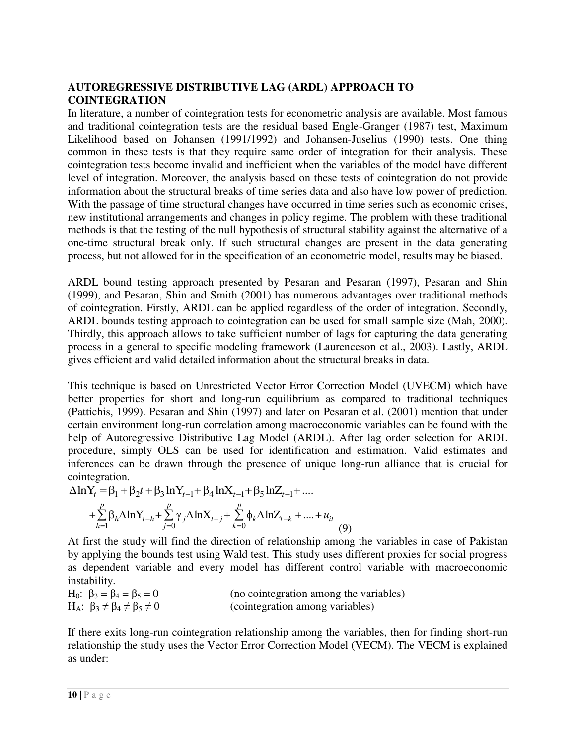### AUTOREGRESSIVE DISTRIBUTIVE LAG (ARDL) APPROACH TO COINTEGRATION

In literature, a number of cointegration tests for econometric analysis are available. Most famous and traditional cointegration tests are the residual based Engle-Granger (1987) test, Maximum Likelihood based on Johansen (1991/1992) and Johansen-Juselius (1990) tests. One thing common in these tests is that they require same order of integration for their analysis. These cointegration tests become invalid and inefficient when the variables of the model have different level of integration. Moreover, the analysis based on these tests of cointegration do not provide information about the structural breaks of time series data and also have low power of prediction. With the passage of time structural changes have occurred in time series such as economic crises, new institutional arrangements and changes in policy regime. The problem with these traditional methods is that the testing of the null hypothesis of structural stability against the alternative of a one-time structural break only. If such structural changes are present in the data generating process, but not allowed for in the specification of an econometric model, results may be biased.

ARDL bound testing approach presented by Pesaran and Pesaran (1997), Pesaran and Shin (1999), and Pesaran, Shin and Smith (2001) has numerous advantages over traditional methods of cointegration. Firstly, ARDL can be applied regardless of the order of integration. Secondly, ARDL bounds testing approach to cointegration can be used for small sample size (Mah, 2000). Thirdly, this approach allows to take sufficient number of lags for capturing the data generating process in a general to specific modeling framework (Laurenceson et al., 2003). Lastly, ARDL gives efficient and valid detailed information about the structural breaks in data.

This technique is based on Unrestricted Vector Error Correction Model (UVECM) which have better properties for short and long-run equilibrium as compared to traditional techniques (Pattichis, 1999). Pesaran and Shin (1997) and later on Pesaran et al. (2001) mention that under certain environment long-run correlation among macroeconomic variables can be found with the help of Autoregressive Distributive Lag Model (ARDL). After lag order selection for ARDL procedure, simply OLS can be used for identification and estimation. Valid estimates and inferences can be drawn through the presence of unique long-run alliance that is crucial for cointegration.

$$\Delta \ln Y_t = \beta_1 + \beta_2 t + \beta_3 \ln Y_{t-1} + \beta_4 \ln X_{t-1} + \beta_5 \ln Z_{t-1} + \ldots$$
$$+ \sum_{h=1}^{p} \beta_h \Delta \ln Y_{t-h} + \sum_{j=0}^{p} \gamma_j \Delta \ln X_{t-j} + \sum_{k=0}^{p} \phi_k \Delta \ln Z_{t-k} + \ldots + u_{it} \quad (9)$$

At first the study will find the direction of relationship among the variables in case of Pakistan by applying the bounds test using Wald test. This study uses different proxies for social progress as dependent variable and every model has different control variable with macroeconomic instability.

$H_0$: $\beta_3 = \beta_4 = \beta_5 = 0$ (no cointegration among the variables)

$H_A$: $\beta_3 \neq \beta_4 \neq \beta_5 \neq 0$ (cointegration among variables)

If there exits long-run cointegration relationship among the variables, then for finding short-run relationship the study uses the Vector Error Correction Model (VECM). The VECM is explained as under: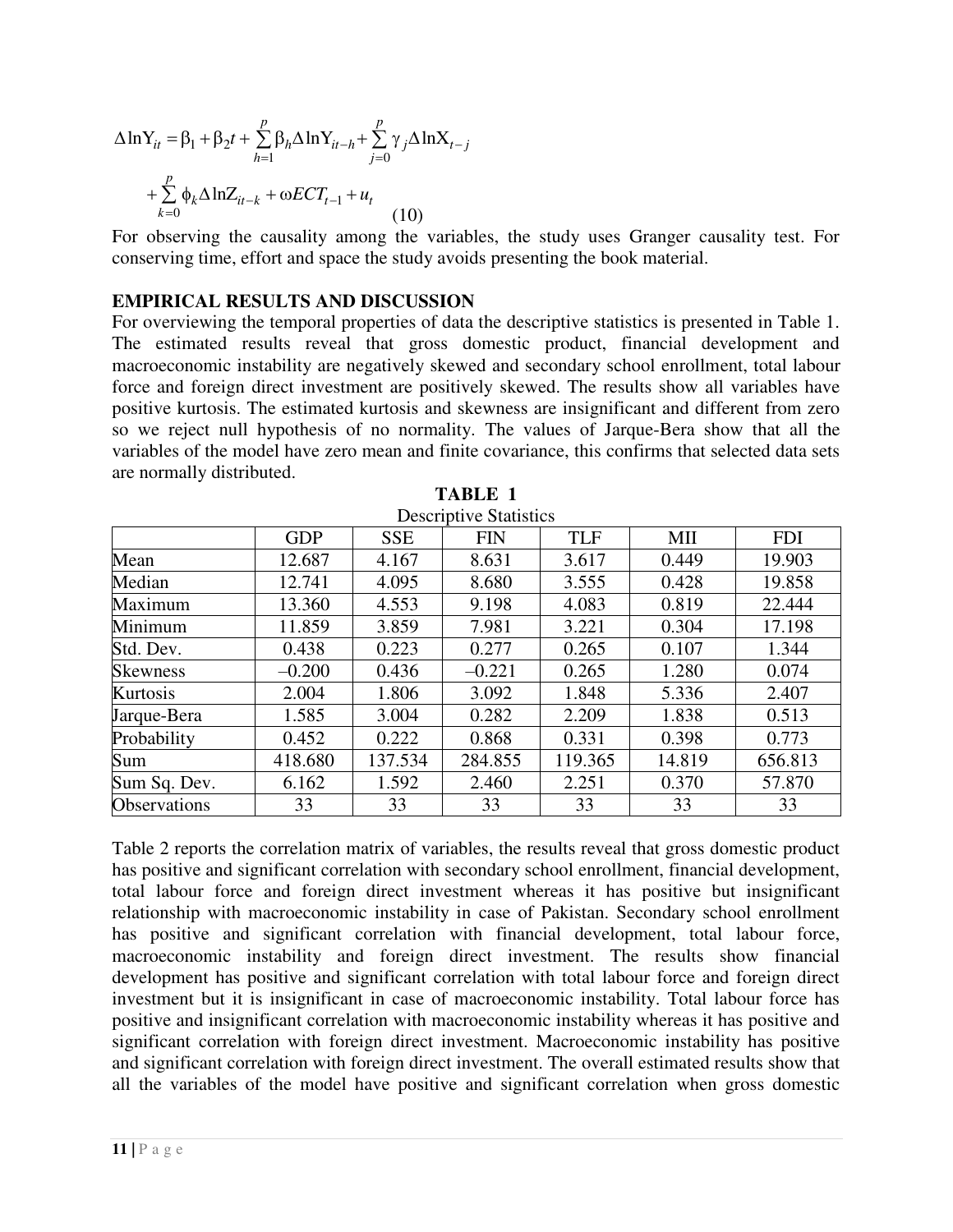$$\Delta \ln Y_{it} = \beta_1 + \beta_2 t + \sum_{h=1}^{p} \beta_h \Delta \ln Y_{it-h} + \sum_{j=0}^{p} \gamma_j \Delta \ln X_{t-j} + \sum_{k=0}^{p} \phi_k \Delta \ln Z_{it-k} + \omega ECT_{t-1} + u_t \quad (10)$$

For observing the causality among the variables, the study uses Granger causality test. For conserving time, effort and space the study avoids presenting the book material.

## EMPIRICAL RESULTS AND DISCUSSION

For overviewing the temporal properties of data the descriptive statistics is presented in Table 1. The estimated results reveal that gross domestic product, financial development and macroeconomic instability are negatively skewed and secondary school enrollment, total labour force and foreign direct investment are positively skewed. The results show all variables have positive kurtosis. The estimated kurtosis and skewness are insignificant and different from zero so we reject null hypothesis of no normality. The values of Jarque-Bera show that all the variables of the model have zero mean and finite covariance, this confirms that selected data sets are normally distributed.

**TABLE 1**

Descriptive Statistics

| | GDP | SSE | FIN | TLF | MII | FDI |
|---|---|---|---|---|---|---|
| Mean | 12.687 | 4.167 | 8.631 | 3.617 | 0.449 | 19.903 |
| Median | 12.741 | 4.095 | 8.680 | 3.555 | 0.428 | 19.858 |
| Maximum | 13.360 | 4.553 | 9.198 | 4.083 | 0.819 | 22.444 |
| Minimum | 11.859 | 3.859 | 7.981 | 3.221 | 0.304 | 17.198 |
| Std. Dev. | 0.438 | 0.223 | 0.277 | 0.265 | 0.107 | 1.344 |
| Skewness | –0.200 | 0.436 | –0.221 | 0.265 | 1.280 | 0.074 |
| Kurtosis | 2.004 | 1.806 | 3.092 | 1.848 | 5.336 | 2.407 |
| Jarque-Bera | 1.585 | 3.004 | 0.282 | 2.209 | 1.838 | 0.513 |
| Probability | 0.452 | 0.222 | 0.868 | 0.331 | 0.398 | 0.773 |
| Sum | 418.680 | 137.534 | 284.855 | 119.365 | 14.819 | 656.813 |
| Sum Sq. Dev. | 6.162 | 1.592 | 2.460 | 2.251 | 0.370 | 57.870 |
| Observations | 33 | 33 | 33 | 33 | 33 | 33 |

Table 2 reports the correlation matrix of variables, the results reveal that gross domestic product has positive and significant correlation with secondary school enrollment, financial development, total labour force and foreign direct investment whereas it has positive but insignificant relationship with macroeconomic instability in case of Pakistan. Secondary school enrollment has positive and significant correlation with financial development, total labour force, macroeconomic instability and foreign direct investment. The results show financial development has positive and significant correlation with total labour force and foreign direct investment but it is insignificant in case of macroeconomic instability. Total labour force has positive and insignificant correlation with macroeconomic instability whereas it has positive and significant correlation with foreign direct investment. Macroeconomic instability has positive and significant correlation with foreign direct investment. The overall estimated results show that all the variables of the model have positive and significant correlation when gross domestic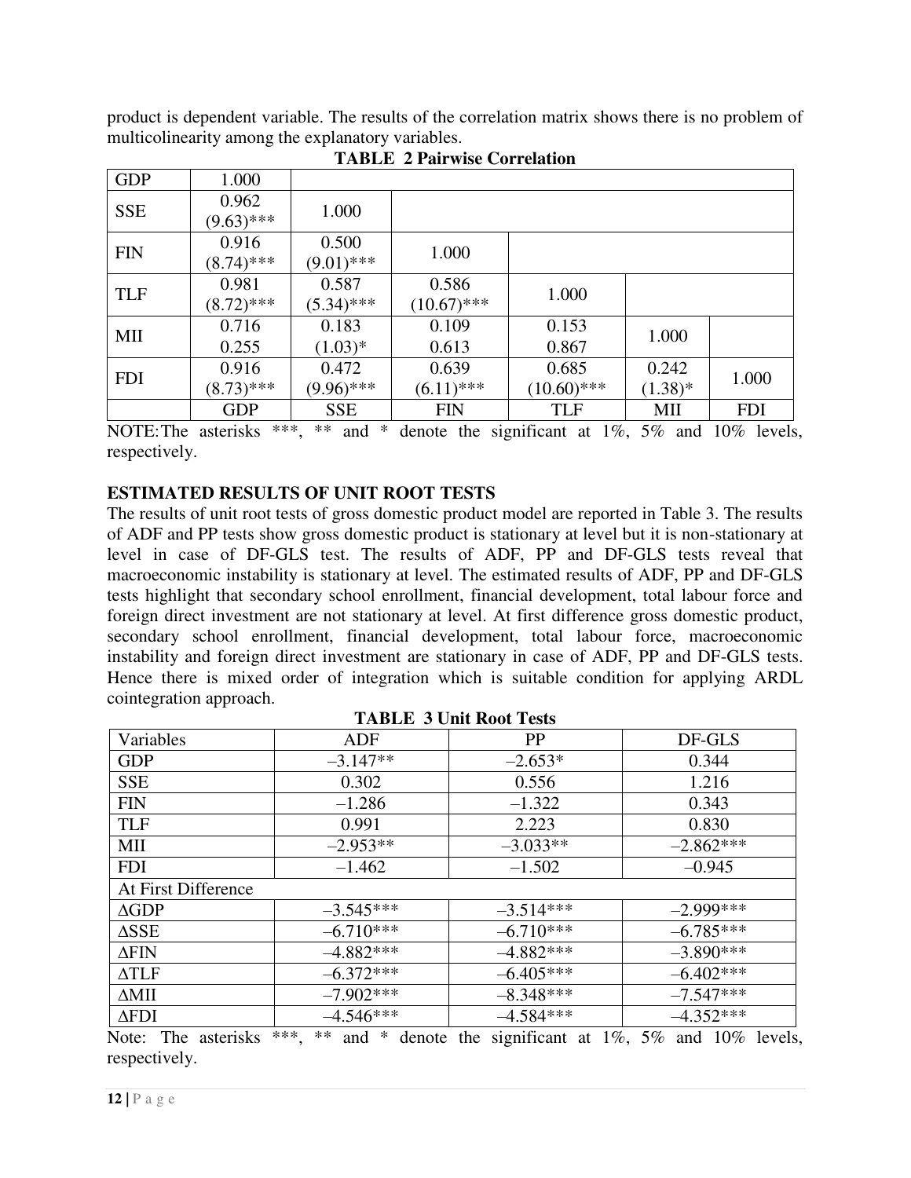product is dependent variable. The results of the correlation matrix shows there is no problem of multicolinearity among the explanatory variables.

**TABLE 2 Pairwise Correlation**

| | | | | | | |
|---|---|---|---|---|---|---|
| GDP | 1.000 | | | | | |
| SSE | 0.962 (9.63)*** | 1.000 | | | | |
| FIN | 0.916 (8.74)*** | 0.500 (9.01)*** | 1.000 | | | |
| TLF | 0.981 (8.72)*** | 0.587 (5.34)*** | 0.586 (10.67)*** | 1.000 | | |
| MII | 0.716 0.255 | 0.183 (1.03)* | 0.109 0.613 | 0.153 0.867 | 1.000 | |
| FDI | 0.916 (8.73)*** | 0.472 (9.96)*** | 0.639 (6.11)*** | 0.685 (10.60)*** | 0.242 (1.38)* | 1.000 |
| | GDP | SSE | FIN | TLF | MII | FDI |

NOTE: The asterisks ***, ** and * denote the significant at 1%, 5% and 10% levels, respectively.

## ESTIMATED RESULTS OF UNIT ROOT TESTS

The results of unit root tests of gross domestic product model are reported in Table 3. The results of ADF and PP tests show gross domestic product is stationary at level but it is non-stationary at level in case of DF-GLS test. The results of ADF, PP and DF-GLS tests reveal that macroeconomic instability is stationary at level. The estimated results of ADF, PP and DF-GLS tests highlight that secondary school enrollment, financial development, total labour force and foreign direct investment are not stationary at level. At first difference gross domestic product, secondary school enrollment, financial development, total labour force, macroeconomic instability and foreign direct investment are stationary in case of ADF, PP and DF-GLS tests. Hence there is mixed order of integration which is suitable condition for applying ARDL cointegration approach.

**TABLE 3 Unit Root Tests**

| Variables | ADF | PP | DF-GLS |
|---|---|---|---|
| GDP | –3.147** | –2.653* | 0.344 |
| SSE | 0.302 | 0.556 | 1.216 |
| FIN | –1.286 | –1.322 | 0.343 |
| TLF | 0.991 | 2.223 | 0.830 |
| MII | –2.953** | –3.033** | –2.862*** |
| FDI | –1.462 | –1.502 | –0.945 |
| At First Difference | | | |
| ΔGDP | –3.545*** | –3.514*** | –2.999*** |
| ΔSSE | –6.710*** | –6.710*** | –6.785*** |
| ΔFIN | –4.882*** | –4.882*** | –3.890*** |
| ΔTLF | –6.372*** | –6.405*** | –6.402*** |
| ΔMII | –7.902*** | –8.348*** | –7.547*** |
| ΔFDI | –4.546*** | –4.584*** | –4.352*** |

Note: The asterisks ***, ** and * denote the significant at 1%, 5% and 10% levels, respectively.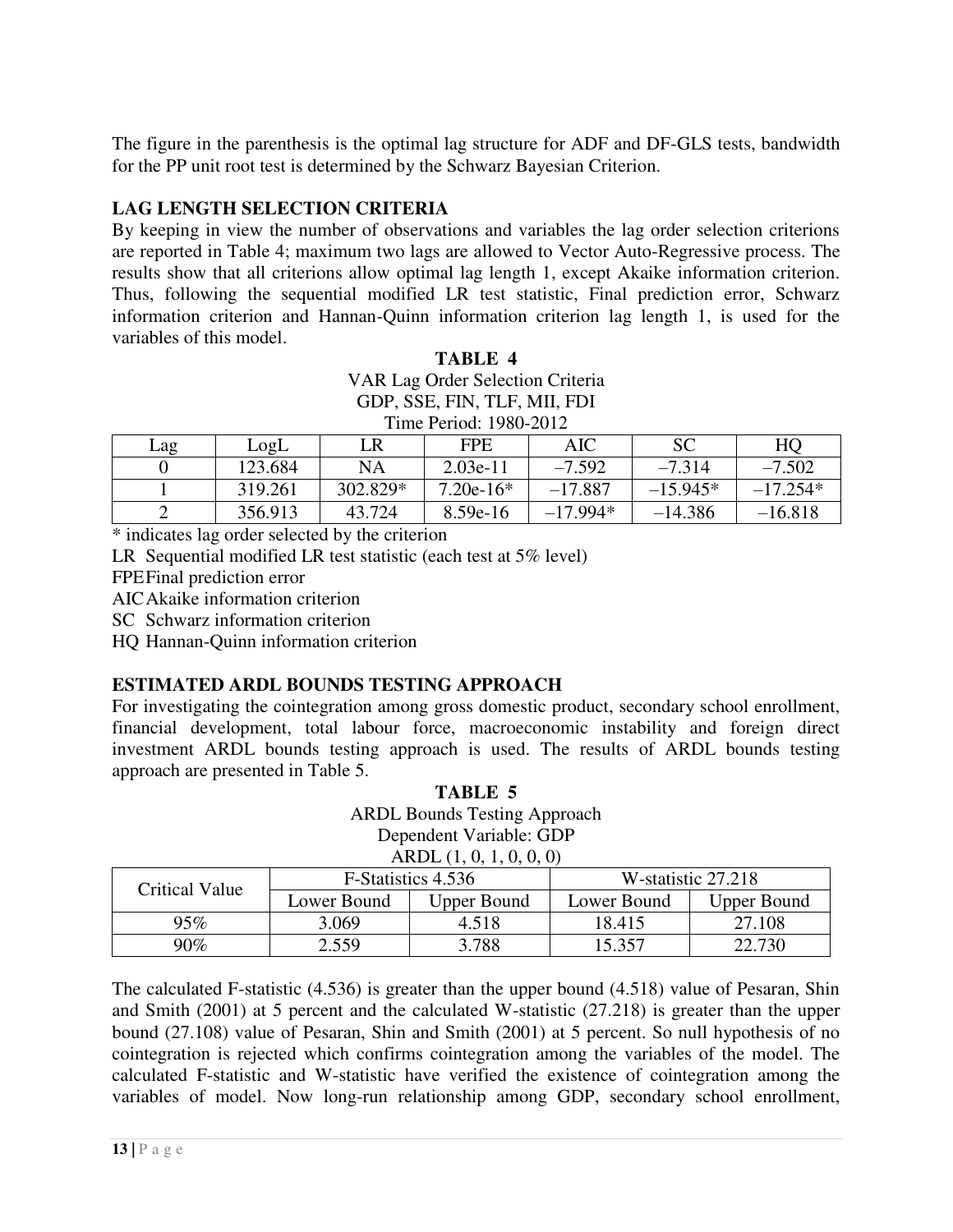The figure in the parenthesis is the optimal lag structure for ADF and DF-GLS tests, bandwidth for the PP unit root test is determined by the Schwarz Bayesian Criterion.

## LAG LENGTH SELECTION CRITERIA

By keeping in view the number of observations and variables the lag order selection criterions are reported in Table 4; maximum two lags are allowed to Vector Auto-Regressive process. The results show that all criterions allow optimal lag length 1, except Akaike information criterion. Thus, following the sequential modified LR test statistic, Final prediction error, Schwarz information criterion and Hannan-Quinn information criterion lag length 1, is used for the variables of this model.

**TABLE 4**

VAR Lag Order Selection Criteria
GDP, SSE, FIN, TLF, MII, FDI
Time Period: 1980-2012

| Lag | LogL | LR | FPE | AIC | SC | HQ |
|---|---|---|---|---|---|---|
| 0 | 123.684 | NA | 2.03e-11 | –7.592 | –7.314 | –7.502 |
| 1 | 319.261 | 302.829* | 7.20e-16* | –17.887 | –15.945* | –17.254* |
| 2 | 356.913 | 43.724 | 8.59e-16 | –17.994* | –14.386 | –16.818 |

\* indicates lag order selected by the criterion
LR Sequential modified LR test statistic (each test at 5% level)
FPE Final prediction error
AIC Akaike information criterion
SC Schwarz information criterion
HQ Hannan-Quinn information criterion

## ESTIMATED ARDL BOUNDS TESTING APPROACH

For investigating the cointegration among gross domestic product, secondary school enrollment, financial development, total labour force, macroeconomic instability and foreign direct investment ARDL bounds testing approach is used. The results of ARDL bounds testing approach are presented in Table 5.

**TABLE 5**

ARDL Bounds Testing Approach
Dependent Variable: GDP
ARDL (1, 0, 1, 0, 0, 0)

| Critical Value | F-Statistics 4.536 | | W-statistic 27.218 | |
|---|---|---|---|---|
| | Lower Bound | Upper Bound | Lower Bound | Upper Bound |
| 95% | 3.069 | 4.518 | 18.415 | 27.108 |
| 90% | 2.559 | 3.788 | 15.357 | 22.730 |

The calculated F-statistic (4.536) is greater than the upper bound (4.518) value of Pesaran, Shin and Smith (2001) at 5 percent and the calculated W-statistic (27.218) is greater than the upper bound (27.108) value of Pesaran, Shin and Smith (2001) at 5 percent. So null hypothesis of no cointegration is rejected which confirms cointegration among the variables of the model. The calculated F-statistic and W-statistic have verified the existence of cointegration among the variables of model. Now long-run relationship among GDP, secondary school enrollment,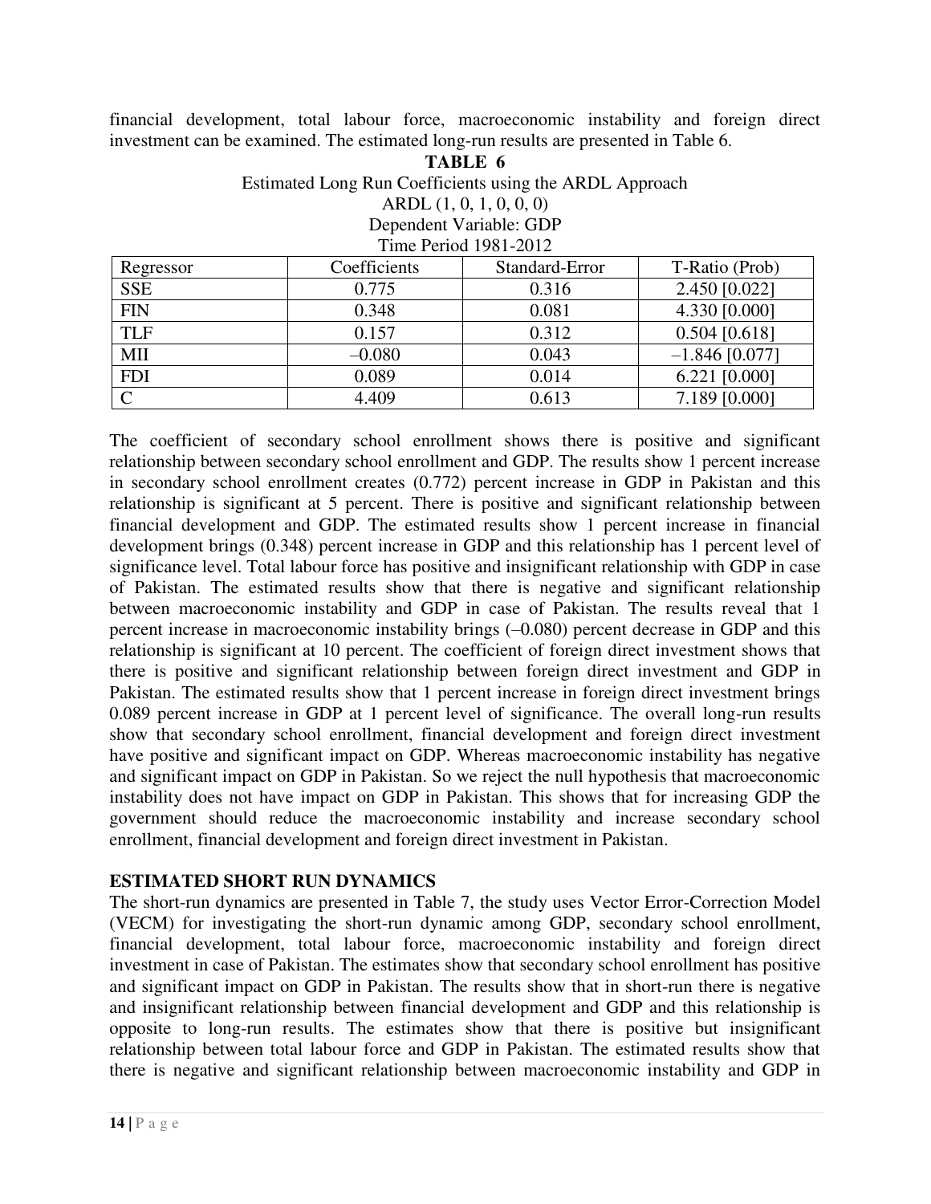financial development, total labour force, macroeconomic instability and foreign direct investment can be examined. The estimated long-run results are presented in Table 6.

**TABLE 6**

Estimated Long Run Coefficients using the ARDL Approach
ARDL (1, 0, 1, 0, 0, 0)
Dependent Variable: GDP
Time Period 1981-2012

| Regressor | Coefficients | Standard-Error | T-Ratio (Prob) |
|---|---|---|---|
| SSE | 0.775 | 0.316 | 2.450 [0.022] |
| FIN | 0.348 | 0.081 | 4.330 [0.000] |
| TLF | 0.157 | 0.312 | 0.504 [0.618] |
| MII | –0.080 | 0.043 | –1.846 [0.077] |
| FDI | 0.089 | 0.014 | 6.221 [0.000] |
| C | 4.409 | 0.613 | 7.189 [0.000] |

The coefficient of secondary school enrollment shows there is positive and significant relationship between secondary school enrollment and GDP. The results show 1 percent increase in secondary school enrollment creates (0.772) percent increase in GDP in Pakistan and this relationship is significant at 5 percent. There is positive and significant relationship between financial development and GDP. The estimated results show 1 percent increase in financial development brings (0.348) percent increase in GDP and this relationship has 1 percent level of significance level. Total labour force has positive and insignificant relationship with GDP in case of Pakistan. The estimated results show that there is negative and significant relationship between macroeconomic instability and GDP in case of Pakistan. The results reveal that 1 percent increase in macroeconomic instability brings (–0.080) percent decrease in GDP and this relationship is significant at 10 percent. The coefficient of foreign direct investment shows that there is positive and significant relationship between foreign direct investment and GDP in Pakistan. The estimated results show that 1 percent increase in foreign direct investment brings 0.089 percent increase in GDP at 1 percent level of significance. The overall long-run results show that secondary school enrollment, financial development and foreign direct investment have positive and significant impact on GDP. Whereas macroeconomic instability has negative and significant impact on GDP in Pakistan. So we reject the null hypothesis that macroeconomic instability does not have impact on GDP in Pakistan. This shows that for increasing GDP the government should reduce the macroeconomic instability and increase secondary school enrollment, financial development and foreign direct investment in Pakistan.

## ESTIMATED SHORT RUN DYNAMICS

The short-run dynamics are presented in Table 7, the study uses Vector Error-Correction Model (VECM) for investigating the short-run dynamic among GDP, secondary school enrollment, financial development, total labour force, macroeconomic instability and foreign direct investment in case of Pakistan. The estimates show that secondary school enrollment has positive and significant impact on GDP in Pakistan. The results show that in short-run there is negative and insignificant relationship between financial development and GDP and this relationship is opposite to long-run results. The estimates show that there is positive but insignificant relationship between total labour force and GDP in Pakistan. The estimated results show that there is negative and significant relationship between macroeconomic instability and GDP in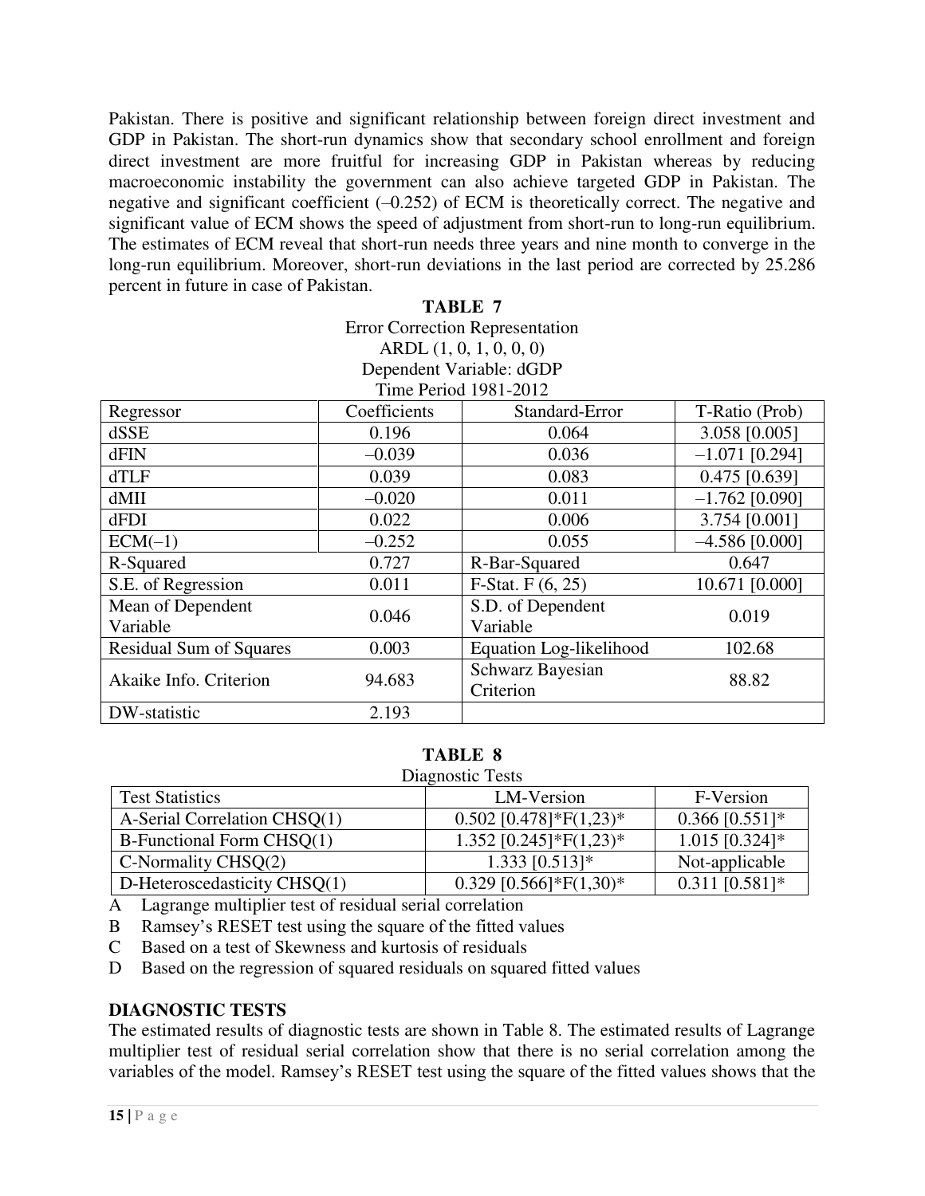Pakistan. There is positive and significant relationship between foreign direct investment and GDP in Pakistan. The short-run dynamics show that secondary school enrollment and foreign direct investment are more fruitful for increasing GDP in Pakistan whereas by reducing macroeconomic instability the government can also achieve targeted GDP in Pakistan. The negative and significant coefficient (–0.252) of ECM is theoretically correct. The negative and significant value of ECM shows the speed of adjustment from short-run to long-run equilibrium. The estimates of ECM reveal that short-run needs three years and nine month to converge in the long-run equilibrium. Moreover, short-run deviations in the last period are corrected by 25.286 percent in future in case of Pakistan.

**TABLE 7**

Error Correction Representation
ARDL (1, 0, 1, 0, 0, 0)
Dependent Variable: dGDP
Time Period 1981-2012

| Regressor | Coefficients | Standard-Error | T-Ratio (Prob) |
|---|---|---|---|
| dSSE | 0.196 | 0.064 | 3.058 [0.005] |
| dFIN | –0.039 | 0.036 | –1.071 [0.294] |
| dTLF | 0.039 | 0.083 | 0.475 [0.639] |
| dMII | –0.020 | 0.011 | –1.762 [0.090] |
| dFDI | 0.022 | 0.006 | 3.754 [0.001] |
| ECM(–1) | –0.252 | 0.055 | –4.586 [0.000] |
| R-Squared | 0.727 | R-Bar-Squared | 0.647 |
| S.E. of Regression | 0.011 | F-Stat. F (6, 25) | 10.671 [0.000] |
| Mean of Dependent Variable | 0.046 | S.D. of Dependent Variable | 0.019 |
| Residual Sum of Squares | 0.003 | Equation Log-likelihood | 102.68 |
| Akaike Info. Criterion | 94.683 | Schwarz Bayesian Criterion | 88.82 |
| DW-statistic | 2.193 | | |

**TABLE 8**

Diagnostic Tests

| Test Statistics | LM-Version | F-Version |
|---|---|---|
| A-Serial Correlation CHSQ(1) | 0.502 [0.478]*F(1,23)* | 0.366 [0.551]* |
| B-Functional Form CHSQ(1) | 1.352 [0.245]*F(1,23)* | 1.015 [0.324]* |
| C-Normality CHSQ(2) | 1.333 [0.513]* | Not-applicable |
| D-Heteroscedasticity CHSQ(1) | 0.329 [0.566]*F(1,30)* | 0.311 [0.581]* |

A Lagrange multiplier test of residual serial correlation

B Ramsey's RESET test using the square of the fitted values

C Based on a test of Skewness and kurtosis of residuals

D Based on the regression of squared residuals on squared fitted values

## DIAGNOSTIC TESTS

The estimated results of diagnostic tests are shown in Table 8. The estimated results of Lagrange multiplier test of residual serial correlation show that there is no serial correlation among the variables of the model. Ramsey's RESET test using the square of the fitted values shows that the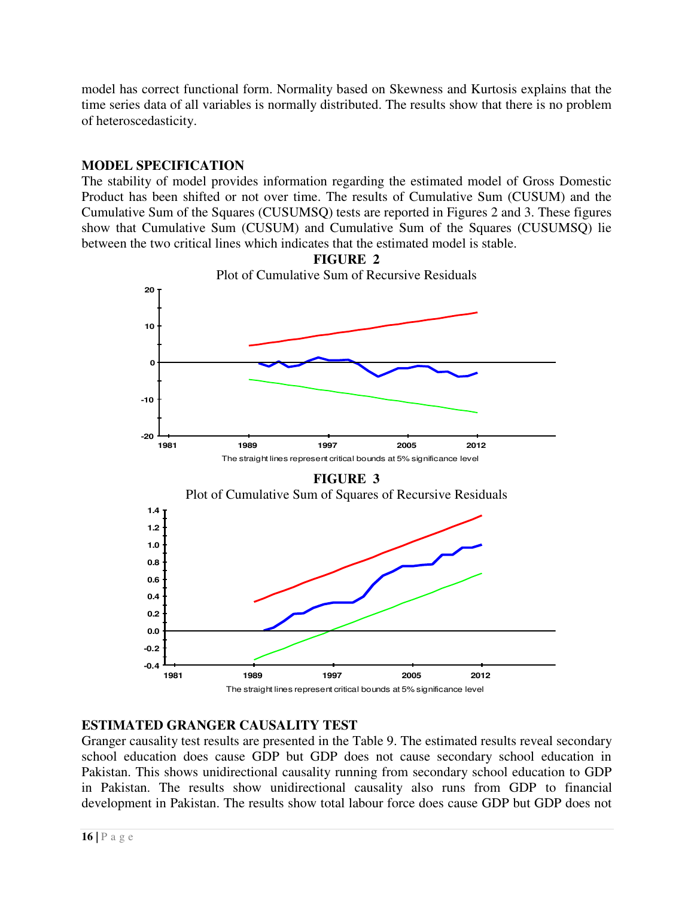model has correct functional form. Normality based on Skewness and Kurtosis explains that the time series data of all variables is normally distributed. The results show that there is no problem of heteroscedasticity.

**MODEL SPECIFICATION**

The stability of model provides information regarding the estimated model of Gross Domestic Product has been shifted or not over time. The results of Cumulative Sum (CUSUM) and the Cumulative Sum of the Squares (CUSUMSQ) tests are reported in Figures 2 and 3. These figures show that Cumulative Sum (CUSUM) and Cumulative Sum of the Squares (CUSUMSQ) lie between the two critical lines which indicates that the estimated model is stable.

**FIGURE 2**

Plot of Cumulative Sum of Recursive Residuals

The straight lines represent critical bounds at 5% significance level

**FIGURE 3**

Plot of Cumulative Sum of Squares of Recursive Residuals

The straight lines represent critical bounds at 5% significance level

**ESTIMATED GRANGER CAUSALITY TEST**

Granger causality test results are presented in the Table 9. The estimated results reveal secondary school education does cause GDP but GDP does not cause secondary school education in Pakistan. This shows unidirectional causality running from secondary school education to GDP in Pakistan. The results show unidirectional causality also runs from GDP to financial development in Pakistan. The results show total labour force does cause GDP but GDP does not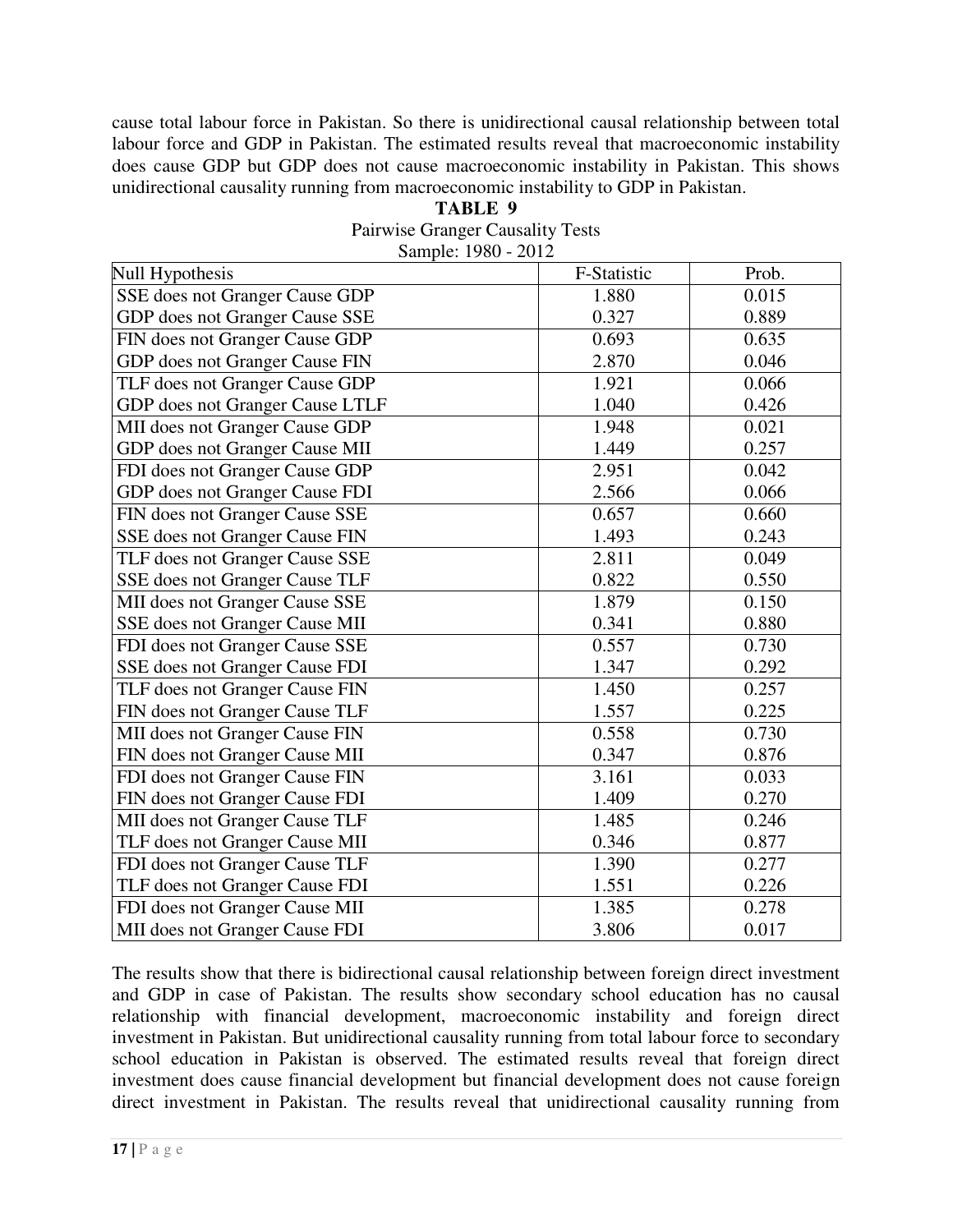cause total labour force in Pakistan. So there is unidirectional causal relationship between total labour force and GDP in Pakistan. The estimated results reveal that macroeconomic instability does cause GDP but GDP does not cause macroeconomic instability in Pakistan. This shows unidirectional causality running from macroeconomic instability to GDP in Pakistan.

**TABLE 9**

Pairwise Granger Causality Tests

Sample: 1980 - 2012

| Null Hypothesis | F-Statistic | Prob. |
|---|---|---|
| SSE does not Granger Cause GDP | 1.880 | 0.015 |
| GDP does not Granger Cause SSE | 0.327 | 0.889 |
| FIN does not Granger Cause GDP | 0.693 | 0.635 |
| GDP does not Granger Cause FIN | 2.870 | 0.046 |
| TLF does not Granger Cause GDP | 1.921 | 0.066 |
| GDP does not Granger Cause LTLF | 1.040 | 0.426 |
| MII does not Granger Cause GDP | 1.948 | 0.021 |
| GDP does not Granger Cause MII | 1.449 | 0.257 |
| FDI does not Granger Cause GDP | 2.951 | 0.042 |
| GDP does not Granger Cause FDI | 2.566 | 0.066 |
| FIN does not Granger Cause SSE | 0.657 | 0.660 |
| SSE does not Granger Cause FIN | 1.493 | 0.243 |
| TLF does not Granger Cause SSE | 2.811 | 0.049 |
| SSE does not Granger Cause TLF | 0.822 | 0.550 |
| MII does not Granger Cause SSE | 1.879 | 0.150 |
| SSE does not Granger Cause MII | 0.341 | 0.880 |
| FDI does not Granger Cause SSE | 0.557 | 0.730 |
| SSE does not Granger Cause FDI | 1.347 | 0.292 |
| TLF does not Granger Cause FIN | 1.450 | 0.257 |
| FIN does not Granger Cause TLF | 1.557 | 0.225 |
| MII does not Granger Cause FIN | 0.558 | 0.730 |
| FIN does not Granger Cause MII | 0.347 | 0.876 |
| FDI does not Granger Cause FIN | 3.161 | 0.033 |
| FIN does not Granger Cause FDI | 1.409 | 0.270 |
| MII does not Granger Cause TLF | 1.485 | 0.246 |
| TLF does not Granger Cause MII | 0.346 | 0.877 |
| FDI does not Granger Cause TLF | 1.390 | 0.277 |
| TLF does not Granger Cause FDI | 1.551 | 0.226 |
| FDI does not Granger Cause MII | 1.385 | 0.278 |
| MII does not Granger Cause FDI | 3.806 | 0.017 |

The results show that there is bidirectional causal relationship between foreign direct investment and GDP in case of Pakistan. The results show secondary school education has no causal relationship with financial development, macroeconomic instability and foreign direct investment in Pakistan. But unidirectional causality running from total labour force to secondary school education in Pakistan is observed. The estimated results reveal that foreign direct investment does cause financial development but financial development does not cause foreign direct investment in Pakistan. The results reveal that unidirectional causality running from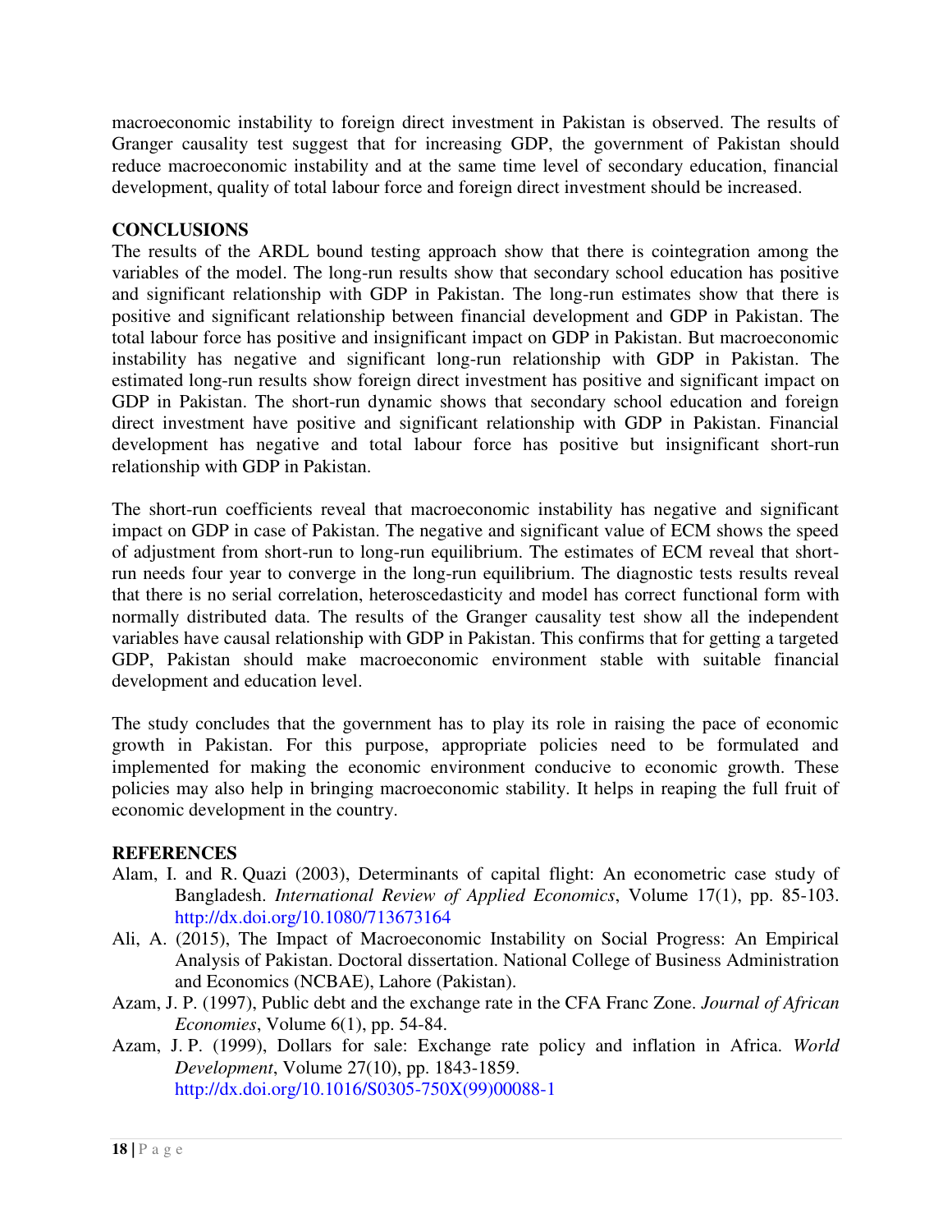macroeconomic instability to foreign direct investment in Pakistan is observed. The results of Granger causality test suggest that for increasing GDP, the government of Pakistan should reduce macroeconomic instability and at the same time level of secondary education, financial development, quality of total labour force and foreign direct investment should be increased.

## CONCLUSIONS

The results of the ARDL bound testing approach show that there is cointegration among the variables of the model. The long-run results show that secondary school education has positive and significant relationship with GDP in Pakistan. The long-run estimates show that there is positive and significant relationship between financial development and GDP in Pakistan. The total labour force has positive and insignificant impact on GDP in Pakistan. But macroeconomic instability has negative and significant long-run relationship with GDP in Pakistan. The estimated long-run results show foreign direct investment has positive and significant impact on GDP in Pakistan. The short-run dynamic shows that secondary school education and foreign direct investment have positive and significant relationship with GDP in Pakistan. Financial development has negative and total labour force has positive but insignificant short-run relationship with GDP in Pakistan.

The short-run coefficients reveal that macroeconomic instability has negative and significant impact on GDP in case of Pakistan. The negative and significant value of ECM shows the speed of adjustment from short-run to long-run equilibrium. The estimates of ECM reveal that short-run needs four year to converge in the long-run equilibrium. The diagnostic tests results reveal that there is no serial correlation, heteroscedasticity and model has correct functional form with normally distributed data. The results of the Granger causality test show all the independent variables have causal relationship with GDP in Pakistan. This confirms that for getting a targeted GDP, Pakistan should make macroeconomic environment stable with suitable financial development and education level.

The study concludes that the government has to play its role in raising the pace of economic growth in Pakistan. For this purpose, appropriate policies need to be formulated and implemented for making the economic environment conducive to economic growth. These policies may also help in bringing macroeconomic stability. It helps in reaping the full fruit of economic development in the country.

## REFERENCES

Alam, I. and R. Quazi (2003), Determinants of capital flight: An econometric case study of Bangladesh. *International Review of Applied Economics*, Volume 17(1), pp. 85-103. http://dx.doi.org/10.1080/713673164

Ali, A. (2015), The Impact of Macroeconomic Instability on Social Progress: An Empirical Analysis of Pakistan. Doctoral dissertation. National College of Business Administration and Economics (NCBAE), Lahore (Pakistan).

Azam, J. P. (1997), Public debt and the exchange rate in the CFA Franc Zone. *Journal of African Economies*, Volume 6(1), pp. 54-84.

Azam, J. P. (1999), Dollars for sale: Exchange rate policy and inflation in Africa. *World Development*, Volume 27(10), pp. 1843-1859. http://dx.doi.org/10.1016/S0305-750X(99)00088-1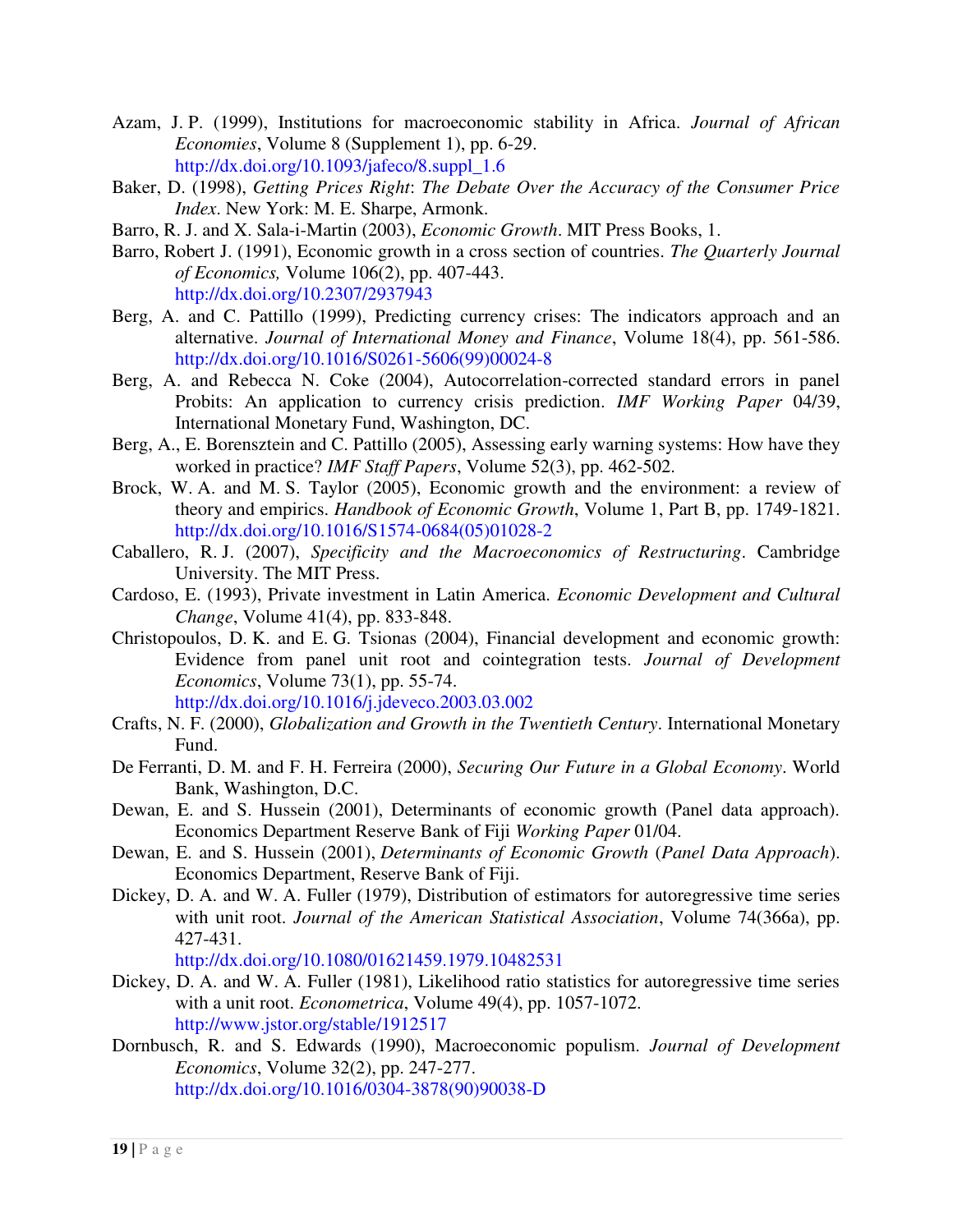Azam, J. P. (1999), Institutions for macroeconomic stability in Africa. *Journal of African Economies*, Volume 8 (Supplement 1), pp. 6-29. http://dx.doi.org/10.1093/jafeco/8.suppl_1.6

Baker, D. (1998), *Getting Prices Right*: *The Debate Over the Accuracy of the Consumer Price Index*. New York: M. E. Sharpe, Armonk.

Barro, R. J. and X. Sala-i-Martin (2003), *Economic Growth*. MIT Press Books, 1.

Barro, Robert J. (1991), Economic growth in a cross section of countries. *The Quarterly Journal of Economics,* Volume 106(2), pp. 407-443. http://dx.doi.org/10.2307/2937943

Berg, A. and C. Pattillo (1999), Predicting currency crises: The indicators approach and an alternative. *Journal of International Money and Finance*, Volume 18(4), pp. 561-586. http://dx.doi.org/10.1016/S0261-5606(99)00024-8

Berg, A. and Rebecca N. Coke (2004), Autocorrelation-corrected standard errors in panel Probits: An application to currency crisis prediction. *IMF Working Paper* 04/39, International Monetary Fund, Washington, DC.

Berg, A., E. Borensztein and C. Pattillo (2005), Assessing early warning systems: How have they worked in practice? *IMF Staff Papers*, Volume 52(3), pp. 462-502.

Brock, W. A. and M. S. Taylor (2005), Economic growth and the environment: a review of theory and empirics. *Handbook of Economic Growth*, Volume 1, Part B, pp. 1749-1821. http://dx.doi.org/10.1016/S1574-0684(05)01028-2

Caballero, R. J. (2007), *Specificity and the Macroeconomics of Restructuring*. Cambridge University. The MIT Press.

Cardoso, E. (1993), Private investment in Latin America. *Economic Development and Cultural Change*, Volume 41(4), pp. 833-848.

Christopoulos, D. K. and E. G. Tsionas (2004), Financial development and economic growth: Evidence from panel unit root and cointegration tests. *Journal of Development Economics*, Volume 73(1), pp. 55-74. http://dx.doi.org/10.1016/j.jdeveco.2003.03.002

Crafts, N. F. (2000), *Globalization and Growth in the Twentieth Century*. International Monetary Fund.

De Ferranti, D. M. and F. H. Ferreira (2000), *Securing Our Future in a Global Economy*. World Bank, Washington, D.C.

Dewan, E. and S. Hussein (2001), Determinants of economic growth (Panel data approach). Economics Department Reserve Bank of Fiji *Working Paper* 01/04.

Dewan, E. and S. Hussein (2001), *Determinants of Economic Growth* (*Panel Data Approach*). Economics Department, Reserve Bank of Fiji.

Dickey, D. A. and W. A. Fuller (1979), Distribution of estimators for autoregressive time series with unit root. *Journal of the American Statistical Association*, Volume 74(366a), pp. 427-431. http://dx.doi.org/10.1080/01621459.1979.10482531

Dickey, D. A. and W. A. Fuller (1981), Likelihood ratio statistics for autoregressive time series with a unit root. *Econometrica*, Volume 49(4), pp. 1057-1072. http://www.jstor.org/stable/1912517

Dornbusch, R. and S. Edwards (1990), Macroeconomic populism. *Journal of Development Economics*, Volume 32(2), pp. 247-277. http://dx.doi.org/10.1016/0304-3878(90)90038-D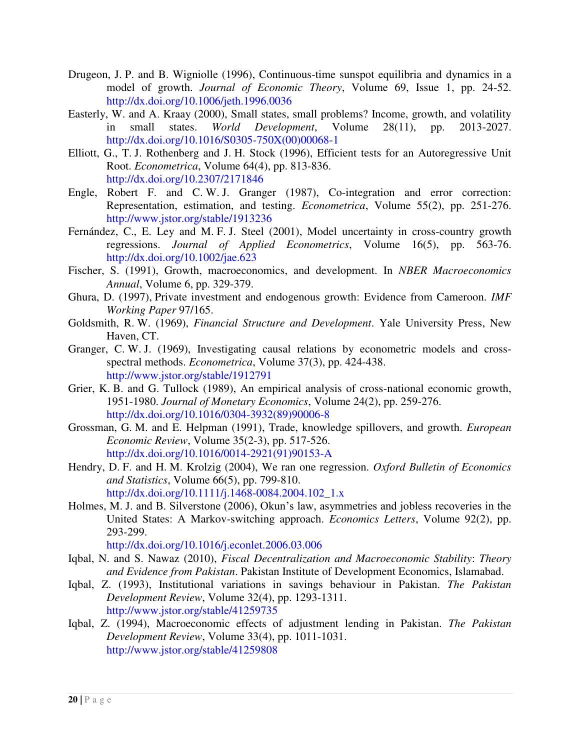Drugeon, J. P. and B. Wigniolle (1996), Continuous-time sunspot equilibria and dynamics in a model of growth. *Journal of Economic Theory*, Volume 69, Issue 1, pp. 24-52. http://dx.doi.org/10.1006/jeth.1996.0036

Easterly, W. and A. Kraay (2000), Small states, small problems? Income, growth, and volatility in small states. *World Development*, Volume 28(11), pp. 2013-2027. http://dx.doi.org/10.1016/S0305-750X(00)00068-1

Elliott, G., T. J. Rothenberg and J. H. Stock (1996), Efficient tests for an Autoregressive Unit Root. *Econometrica*, Volume 64(4), pp. 813-836. http://dx.doi.org/10.2307/2171846

Engle, Robert F. and C. W. J. Granger (1987), Co-integration and error correction: Representation, estimation, and testing. *Econometrica*, Volume 55(2), pp. 251-276. http://www.jstor.org/stable/1913236

Fernández, C., E. Ley and M. F. J. Steel (2001), Model uncertainty in cross-country growth regressions. *Journal of Applied Econometrics*, Volume 16(5), pp. 563-76. http://dx.doi.org/10.1002/jae.623

Fischer, S. (1991), Growth, macroeconomics, and development. In *NBER Macroeconomics Annual*, Volume 6, pp. 329-379.

Ghura, D. (1997), Private investment and endogenous growth: Evidence from Cameroon. *IMF Working Paper* 97/165.

Goldsmith, R. W. (1969), *Financial Structure and Development*. Yale University Press, New Haven, CT.

Granger, C. W. J. (1969), Investigating causal relations by econometric models and cross-spectral methods. *Econometrica*, Volume 37(3), pp. 424-438. http://www.jstor.org/stable/1912791

Grier, K. B. and G. Tullock (1989), An empirical analysis of cross-national economic growth, 1951-1980. *Journal of Monetary Economics*, Volume 24(2), pp. 259-276. http://dx.doi.org/10.1016/0304-3932(89)90006-8

Grossman, G. M. and E. Helpman (1991), Trade, knowledge spillovers, and growth. *European Economic Review*, Volume 35(2-3), pp. 517-526. http://dx.doi.org/10.1016/0014-2921(91)90153-A

Hendry, D. F. and H. M. Krolzig (2004), We ran one regression. *Oxford Bulletin of Economics and Statistics*, Volume 66(5), pp. 799-810. http://dx.doi.org/10.1111/j.1468-0084.2004.102_1.x

Holmes, M. J. and B. Silverstone (2006), Okun's law, asymmetries and jobless recoveries in the United States: A Markov-switching approach. *Economics Letters*, Volume 92(2), pp. 293-299. http://dx.doi.org/10.1016/j.econlet.2006.03.006

Iqbal, N. and S. Nawaz (2010), *Fiscal Decentralization and Macroeconomic Stability*: *Theory and Evidence from Pakistan*. Pakistan Institute of Development Economics, Islamabad.

Iqbal, Z. (1993), Institutional variations in savings behaviour in Pakistan. *The Pakistan Development Review*, Volume 32(4), pp. 1293-1311. http://www.jstor.org/stable/41259735

Iqbal, Z. (1994), Macroeconomic effects of adjustment lending in Pakistan. *The Pakistan Development Review*, Volume 33(4), pp. 1011-1031. http://www.jstor.org/stable/41259808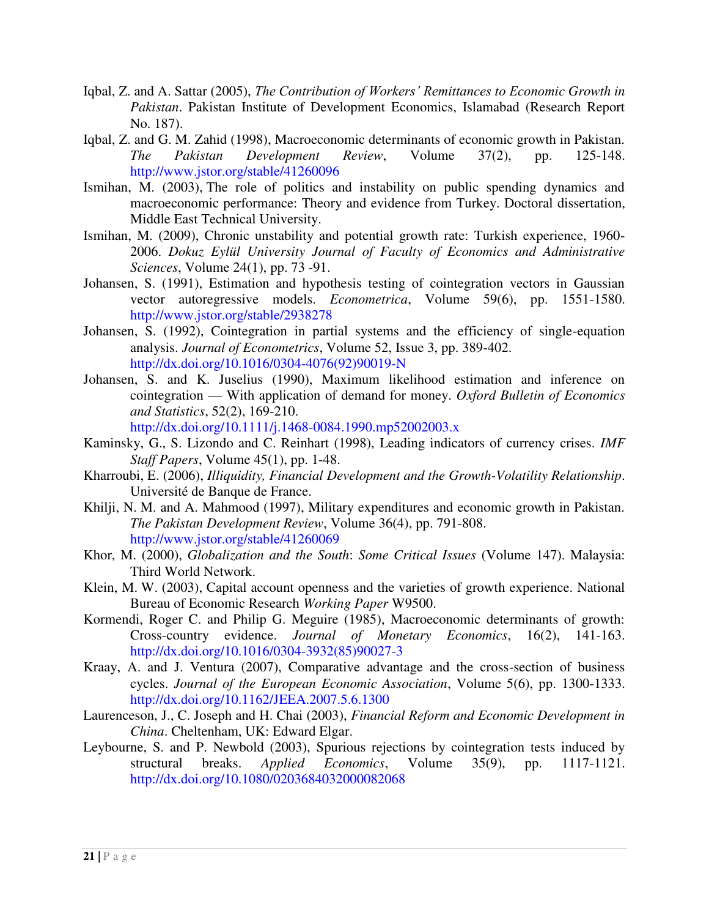Iqbal, Z. and A. Sattar (2005), *The Contribution of Workers' Remittances to Economic Growth in Pakistan*. Pakistan Institute of Development Economics, Islamabad (Research Report No. 187).

Iqbal, Z. and G. M. Zahid (1998), Macroeconomic determinants of economic growth in Pakistan. *The Pakistan Development Review*, Volume 37(2), pp. 125-148. http://www.jstor.org/stable/41260096

Ismihan, M. (2003), The role of politics and instability on public spending dynamics and macroeconomic performance: Theory and evidence from Turkey. Doctoral dissertation, Middle East Technical University.

Ismihan, M. (2009), Chronic unstability and potential growth rate: Turkish experience, 1960-2006. *Dokuz Eylül University Journal of Faculty of Economics and Administrative Sciences*, Volume 24(1), pp. 73 -91.

Johansen, S. (1991), Estimation and hypothesis testing of cointegration vectors in Gaussian vector autoregressive models. *Econometrica*, Volume 59(6), pp. 1551-1580. http://www.jstor.org/stable/2938278

Johansen, S. (1992), Cointegration in partial systems and the efficiency of single-equation analysis. *Journal of Econometrics*, Volume 52, Issue 3, pp. 389-402. http://dx.doi.org/10.1016/0304-4076(92)90019-N

Johansen, S. and K. Juselius (1990), Maximum likelihood estimation and inference on cointegration — With application of demand for money. *Oxford Bulletin of Economics and Statistics*, 52(2), 169-210. http://dx.doi.org/10.1111/j.1468-0084.1990.mp52002003.x

Kaminsky, G., S. Lizondo and C. Reinhart (1998), Leading indicators of currency crises. *IMF Staff Papers*, Volume 45(1), pp. 1-48.

Kharroubi, E. (2006), *Illiquidity, Financial Development and the Growth-Volatility Relationship*. Université de Banque de France.

Khilji, N. M. and A. Mahmood (1997), Military expenditures and economic growth in Pakistan. *The Pakistan Development Review*, Volume 36(4), pp. 791-808. http://www.jstor.org/stable/41260069

Khor, M. (2000), *Globalization and the South*: *Some Critical Issues* (Volume 147). Malaysia: Third World Network.

Klein, M. W. (2003), Capital account openness and the varieties of growth experience. National Bureau of Economic Research *Working Paper* W9500.

Kormendi, Roger C. and Philip G. Meguire (1985), Macroeconomic determinants of growth: Cross-country evidence. *Journal of Monetary Economics*, 16(2), 141-163. http://dx.doi.org/10.1016/0304-3932(85)90027-3

Kraay, A. and J. Ventura (2007), Comparative advantage and the cross-section of business cycles. *Journal of the European Economic Association*, Volume 5(6), pp. 1300-1333. http://dx.doi.org/10.1162/JEEA.2007.5.6.1300

Laurenceson, J., C. Joseph and H. Chai (2003), *Financial Reform and Economic Development in China*. Cheltenham, UK: Edward Elgar.

Leybourne, S. and P. Newbold (2003), Spurious rejections by cointegration tests induced by structural breaks. *Applied Economics*, Volume 35(9), pp. 1117-1121. http://dx.doi.org/10.1080/0203684032000082068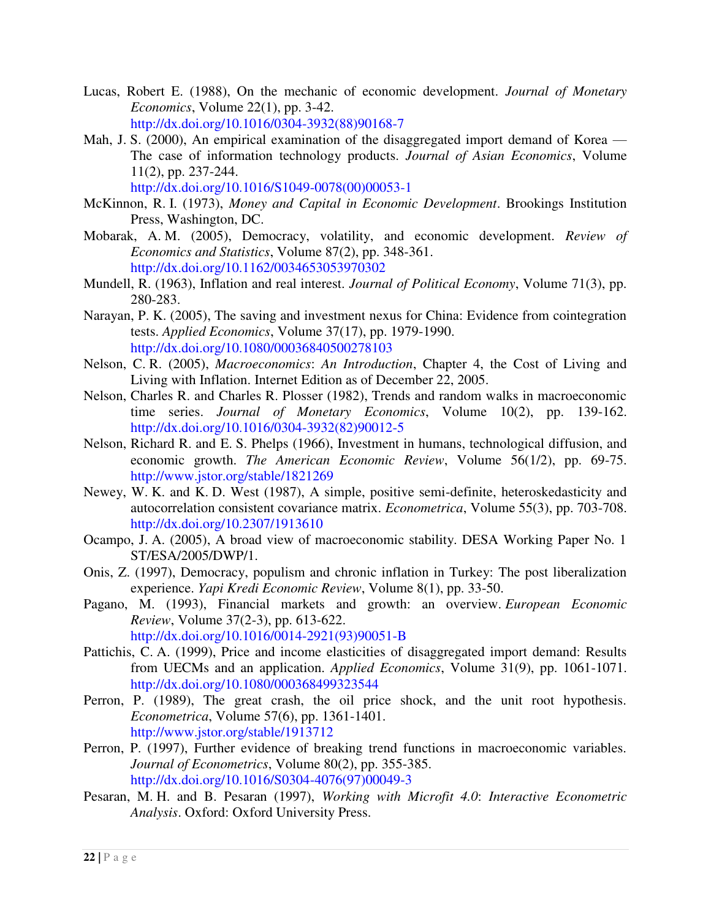Lucas, Robert E. (1988), On the mechanic of economic development. *Journal of Monetary Economics*, Volume 22(1), pp. 3-42. http://dx.doi.org/10.1016/0304-3932(88)90168-7

Mah, J. S. (2000), An empirical examination of the disaggregated import demand of Korea — The case of information technology products. *Journal of Asian Economics*, Volume 11(2), pp. 237-244. http://dx.doi.org/10.1016/S1049-0078(00)00053-1

McKinnon, R. I. (1973), *Money and Capital in Economic Development*. Brookings Institution Press, Washington, DC.

Mobarak, A. M. (2005), Democracy, volatility, and economic development. *Review of Economics and Statistics*, Volume 87(2), pp. 348-361. http://dx.doi.org/10.1162/0034653053970302

Mundell, R. (1963), Inflation and real interest. *Journal of Political Economy*, Volume 71(3), pp. 280-283.

Narayan, P. K. (2005), The saving and investment nexus for China: Evidence from cointegration tests. *Applied Economics*, Volume 37(17), pp. 1979-1990. http://dx.doi.org/10.1080/00036840500278103

Nelson, C. R. (2005), *Macroeconomics*: *An Introduction*, Chapter 4, the Cost of Living and Living with Inflation. Internet Edition as of December 22, 2005.

Nelson, Charles R. and Charles R. Plosser (1982), Trends and random walks in macroeconomic time series. *Journal of Monetary Economics*, Volume 10(2), pp. 139-162. http://dx.doi.org/10.1016/0304-3932(82)90012-5

Nelson, Richard R. and E. S. Phelps (1966), Investment in humans, technological diffusion, and economic growth. *The American Economic Review*, Volume 56(1/2), pp. 69-75. http://www.jstor.org/stable/1821269

Newey, W. K. and K. D. West (1987), A simple, positive semi-definite, heteroskedasticity and autocorrelation consistent covariance matrix. *Econometrica*, Volume 55(3), pp. 703-708. http://dx.doi.org/10.2307/1913610

Ocampo, J. A. (2005), A broad view of macroeconomic stability. DESA Working Paper No. 1 ST/ESA/2005/DWP/1.

Onis, Z. (1997), Democracy, populism and chronic inflation in Turkey: The post liberalization experience. *Yapi Kredi Economic Review*, Volume 8(1), pp. 33-50.

Pagano, M. (1993), Financial markets and growth: an overview. *European Economic Review*, Volume 37(2-3), pp. 613-622. http://dx.doi.org/10.1016/0014-2921(93)90051-B

Pattichis, C. A. (1999), Price and income elasticities of disaggregated import demand: Results from UECMs and an application. *Applied Economics*, Volume 31(9), pp. 1061-1071. http://dx.doi.org/10.1080/000368499323544

Perron, P. (1989), The great crash, the oil price shock, and the unit root hypothesis. *Econometrica*, Volume 57(6), pp. 1361-1401. http://www.jstor.org/stable/1913712

Perron, P. (1997), Further evidence of breaking trend functions in macroeconomic variables. *Journal of Econometrics*, Volume 80(2), pp. 355-385. http://dx.doi.org/10.1016/S0304-4076(97)00049-3

Pesaran, M. H. and B. Pesaran (1997), *Working with Microfit 4.0*: *Interactive Econometric Analysis*. Oxford: Oxford University Press.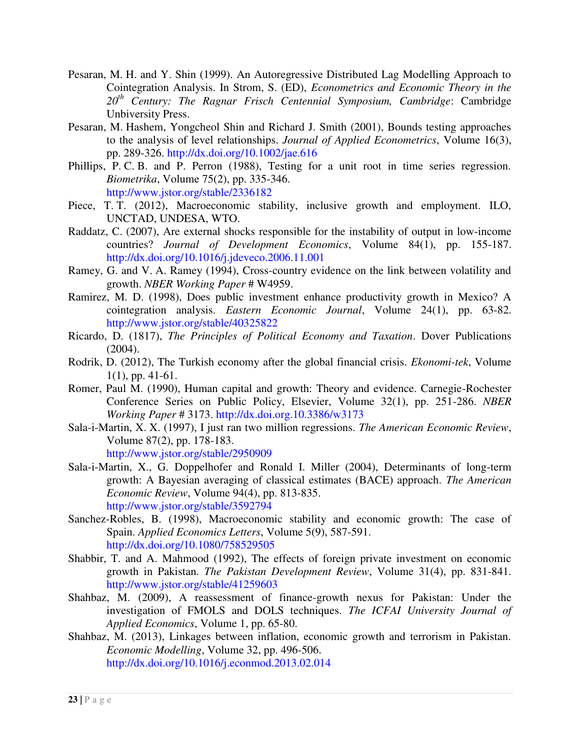Pesaran, M. H. and Y. Shin (1999). An Autoregressive Distributed Lag Modelling Approach to Cointegration Analysis. In Strom, S. (ED), *Econometrics and Economic Theory in the 20th Century: The Ragnar Frisch Centennial Symposium, Cambridge*: Cambridge Unbiversity Press.

Pesaran, M. Hashem, Yongcheol Shin and Richard J. Smith (2001), Bounds testing approaches to the analysis of level relationships. *Journal of Applied Econometrics*, Volume 16(3), pp. 289-326. http://dx.doi.org/10.1002/jae.616

Phillips, P. C. B. and P. Perron (1988), Testing for a unit root in time series regression. *Biometrika*, Volume 75(2), pp. 335-346. http://www.jstor.org/stable/2336182

Piece, T. T. (2012), Macroeconomic stability, inclusive growth and employment. ILO, UNCTAD, UNDESA, WTO.

Raddatz, C. (2007), Are external shocks responsible for the instability of output in low-income countries? *Journal of Development Economics*, Volume 84(1), pp. 155-187. http://dx.doi.org/10.1016/j.jdeveco.2006.11.001

Ramey, G. and V. A. Ramey (1994), Cross-country evidence on the link between volatility and growth. *NBER Working Paper* # W4959.

Ramirez, M. D. (1998), Does public investment enhance productivity growth in Mexico? A cointegration analysis. *Eastern Economic Journal*, Volume 24(1), pp. 63-82. http://www.jstor.org/stable/40325822

Ricardo, D. (1817), *The Principles of Political Economy and Taxation*. Dover Publications (2004).

Rodrik, D. (2012), The Turkish economy after the global financial crisis. *Ekonomi-tek*, Volume 1(1), pp. 41-61.

Romer, Paul M. (1990), Human capital and growth: Theory and evidence. Carnegie-Rochester Conference Series on Public Policy, Elsevier, Volume 32(1), pp. 251-286. *NBER Working Paper* # 3173. http://dx.doi.org.10.3386/w3173

Sala-i-Martin, X. X. (1997), I just ran two million regressions. *The American Economic Review*, Volume 87(2), pp. 178-183. http://www.jstor.org/stable/2950909

Sala-i-Martin, X., G. Doppelhofer and Ronald I. Miller (2004), Determinants of long-term growth: A Bayesian averaging of classical estimates (BACE) approach. *The American Economic Review*, Volume 94(4), pp. 813-835. http://www.jstor.org/stable/3592794

Sanchez-Robles, B. (1998), Macroeconomic stability and economic growth: The case of Spain. *Applied Economics Letters*, Volume 5(9), 587-591. http://dx.doi.org/10.1080/758529505

Shabbir, T. and A. Mahmood (1992), The effects of foreign private investment on economic growth in Pakistan. *The Pakistan Development Review*, Volume 31(4), pp. 831-841. http://www.jstor.org/stable/41259603

Shahbaz, M. (2009), A reassessment of finance-growth nexus for Pakistan: Under the investigation of FMOLS and DOLS techniques. *The ICFAI University Journal of Applied Economics*, Volume 1, pp. 65-80.

Shahbaz, M. (2013), Linkages between inflation, economic growth and terrorism in Pakistan. *Economic Modelling*, Volume 32, pp. 496-506. http://dx.doi.org/10.1016/j.econmod.2013.02.014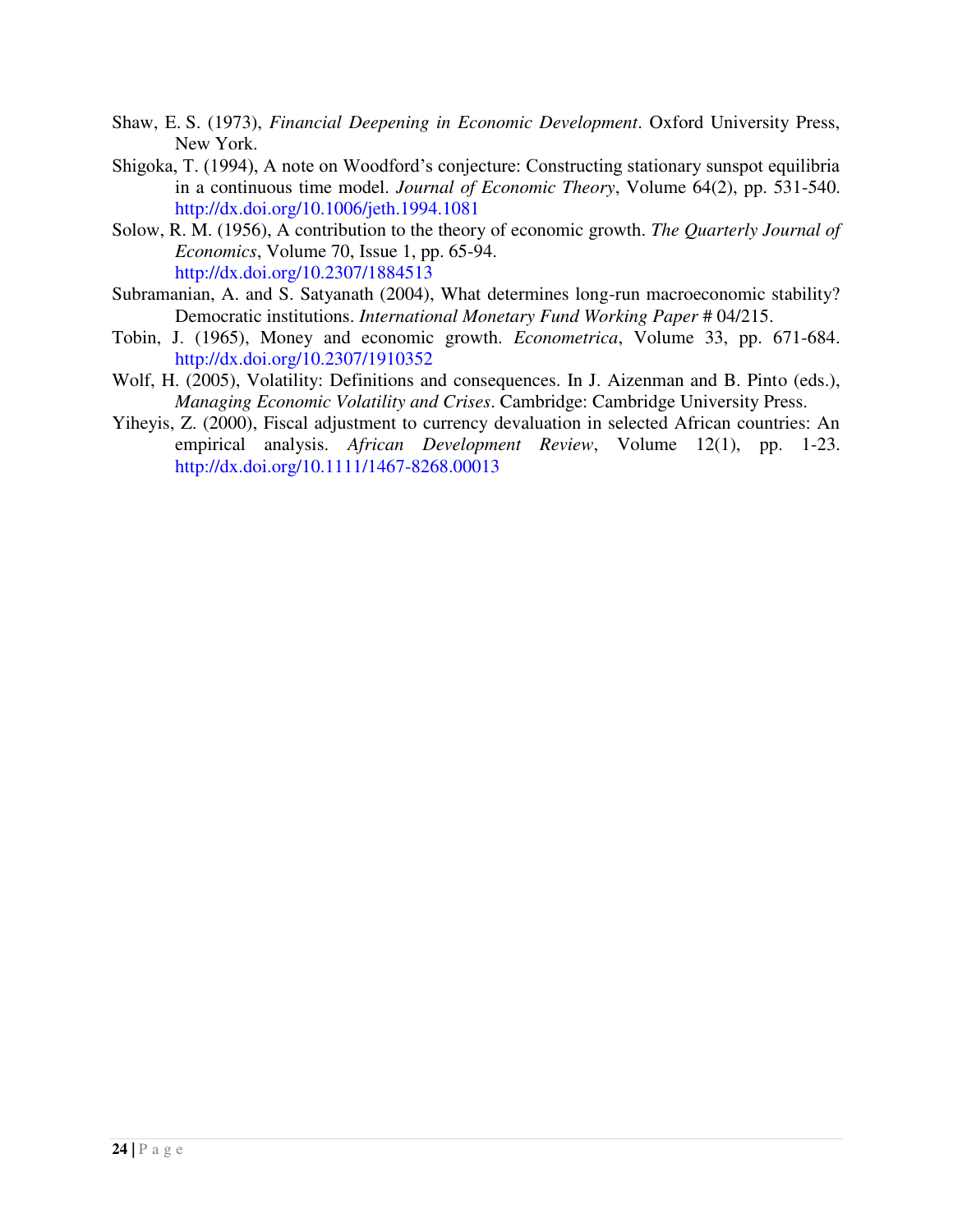Shaw, E. S. (1973), *Financial Deepening in Economic Development*. Oxford University Press, New York.

Shigoka, T. (1994), A note on Woodford's conjecture: Constructing stationary sunspot equilibria in a continuous time model. *Journal of Economic Theory*, Volume 64(2), pp. 531-540. http://dx.doi.org/10.1006/jeth.1994.1081

Solow, R. M. (1956), A contribution to the theory of economic growth. *The Quarterly Journal of Economics*, Volume 70, Issue 1, pp. 65-94. http://dx.doi.org/10.2307/1884513

Subramanian, A. and S. Satyanath (2004), What determines long-run macroeconomic stability? Democratic institutions. *International Monetary Fund Working Paper* # 04/215.

Tobin, J. (1965), Money and economic growth. *Econometrica*, Volume 33, pp. 671-684. http://dx.doi.org/10.2307/1910352

Wolf, H. (2005), Volatility: Definitions and consequences. In J. Aizenman and B. Pinto (eds.), *Managing Economic Volatility and Crises*. Cambridge: Cambridge University Press.

Yiheyis, Z. (2000), Fiscal adjustment to currency devaluation in selected African countries: An empirical analysis. *African Development Review*, Volume 12(1), pp. 1-23. http://dx.doi.org/10.1111/1467-8268.00013